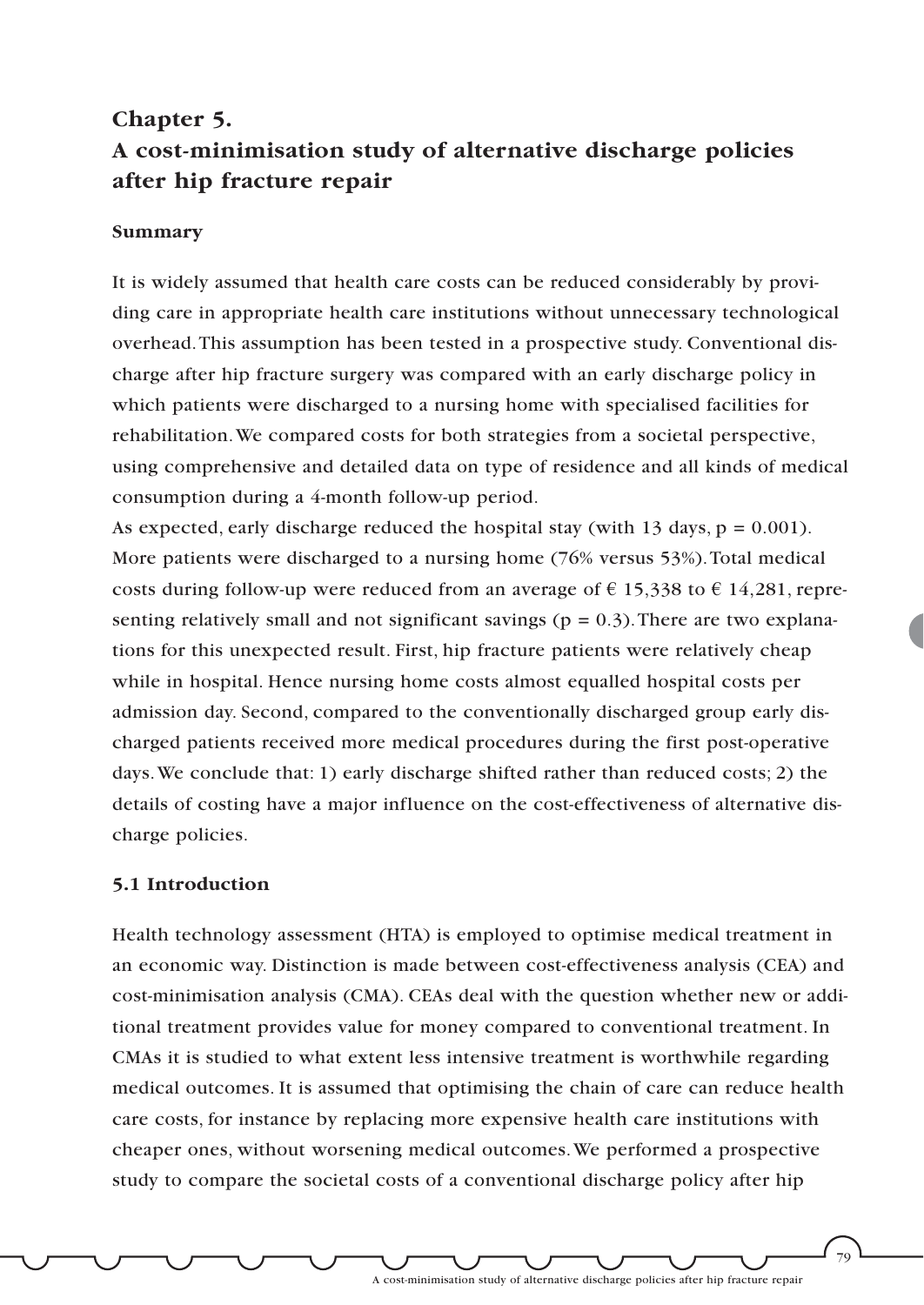# Chapter 5.
# A cost-minimisation study of alternative discharge policies after hip fracture repair

## Summary

It is widely assumed that health care costs can be reduced considerably by providing care in appropriate health care institutions without unnecessary technological overhead. This assumption has been tested in a prospective study. Conventional discharge after hip fracture surgery was compared with an early discharge policy in which patients were discharged to a nursing home with specialised facilities for rehabilitation. We compared costs for both strategies from a societal perspective, using comprehensive and detailed data on type of residence and all kinds of medical consumption during a 4-month follow-up period.

As expected, early discharge reduced the hospital stay (with 13 days, $p = 0.001$). More patients were discharged to a nursing home (76% versus 53%). Total medical costs during follow-up were reduced from an average of € 15,338 to € 14,281, representing relatively small and not significant savings ($p = 0.3$). There are two explanations for this unexpected result. First, hip fracture patients were relatively cheap while in hospital. Hence nursing home costs almost equalled hospital costs per admission day. Second, compared to the conventionally discharged group early discharged patients received more medical procedures during the first post-operative days. We conclude that: 1) early discharge shifted rather than reduced costs; 2) the details of costing have a major influence on the cost-effectiveness of alternative discharge policies.

## 5.1 Introduction

Health technology assessment (HTA) is employed to optimise medical treatment in an economic way. Distinction is made between cost-effectiveness analysis (CEA) and cost-minimisation analysis (CMA). CEAs deal with the question whether new or additional treatment provides value for money compared to conventional treatment. In CMAs it is studied to what extent less intensive treatment is worthwhile regarding medical outcomes. It is assumed that optimising the chain of care can reduce health care costs, for instance by replacing more expensive health care institutions with cheaper ones, without worsening medical outcomes. We performed a prospective study to compare the societal costs of a conventional discharge policy after hip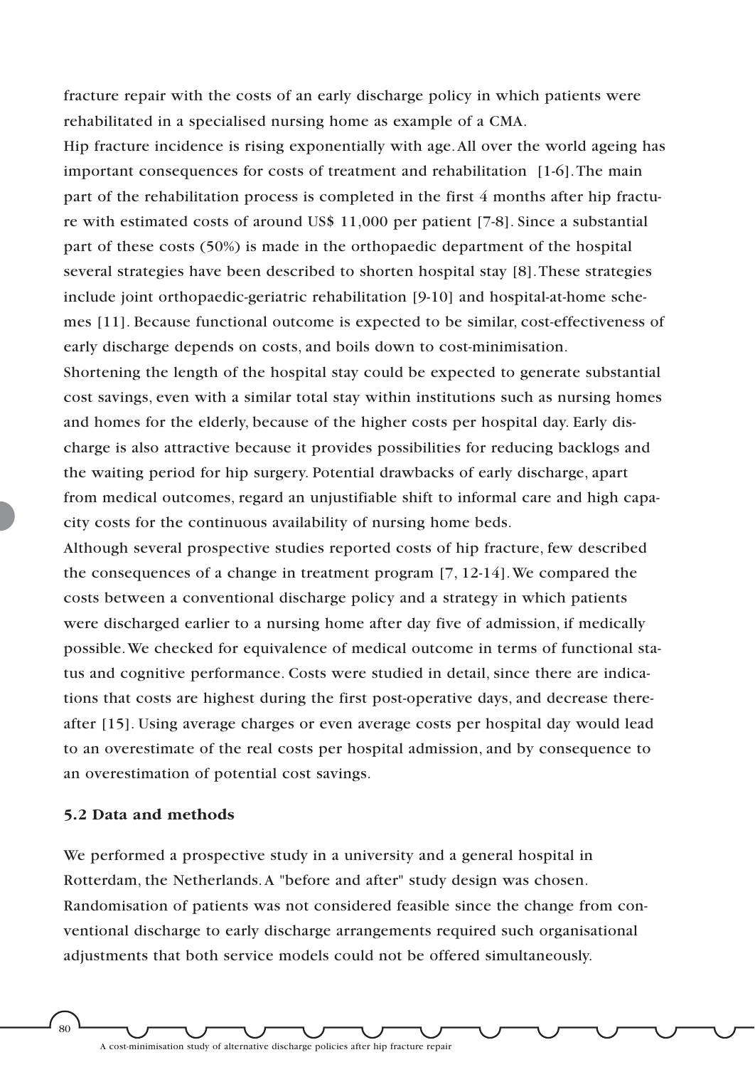fracture repair with the costs of an early discharge policy in which patients were rehabilitated in a specialised nursing home as example of a CMA.

Hip fracture incidence is rising exponentially with age. All over the world ageing has important consequences for costs of treatment and rehabilitation [1-6]. The main part of the rehabilitation process is completed in the first 4 months after hip fracture with estimated costs of around US$ 11,000 per patient [7-8]. Since a substantial part of these costs (50%) is made in the orthopaedic department of the hospital several strategies have been described to shorten hospital stay [8]. These strategies include joint orthopaedic-geriatric rehabilitation [9-10] and hospital-at-home schemes [11]. Because functional outcome is expected to be similar, cost-effectiveness of early discharge depends on costs, and boils down to cost-minimisation.

Shortening the length of the hospital stay could be expected to generate substantial cost savings, even with a similar total stay within institutions such as nursing homes and homes for the elderly, because of the higher costs per hospital day. Early discharge is also attractive because it provides possibilities for reducing backlogs and the waiting period for hip surgery. Potential drawbacks of early discharge, apart from medical outcomes, regard an unjustifiable shift to informal care and high capacity costs for the continuous availability of nursing home beds.

Although several prospective studies reported costs of hip fracture, few described the consequences of a change in treatment program [7, 12-14]. We compared the costs between a conventional discharge policy and a strategy in which patients were discharged earlier to a nursing home after day five of admission, if medically possible. We checked for equivalence of medical outcome in terms of functional status and cognitive performance. Costs were studied in detail, since there are indications that costs are highest during the first post-operative days, and decrease thereafter [15]. Using average charges or even average costs per hospital day would lead to an overestimate of the real costs per hospital admission, and by consequence to an overestimation of potential cost savings.

### 5.2 Data and methods

We performed a prospective study in a university and a general hospital in Rotterdam, the Netherlands. A "before and after" study design was chosen. Randomisation of patients was not considered feasible since the change from conventional discharge to early discharge arrangements required such organisational adjustments that both service models could not be offered simultaneously.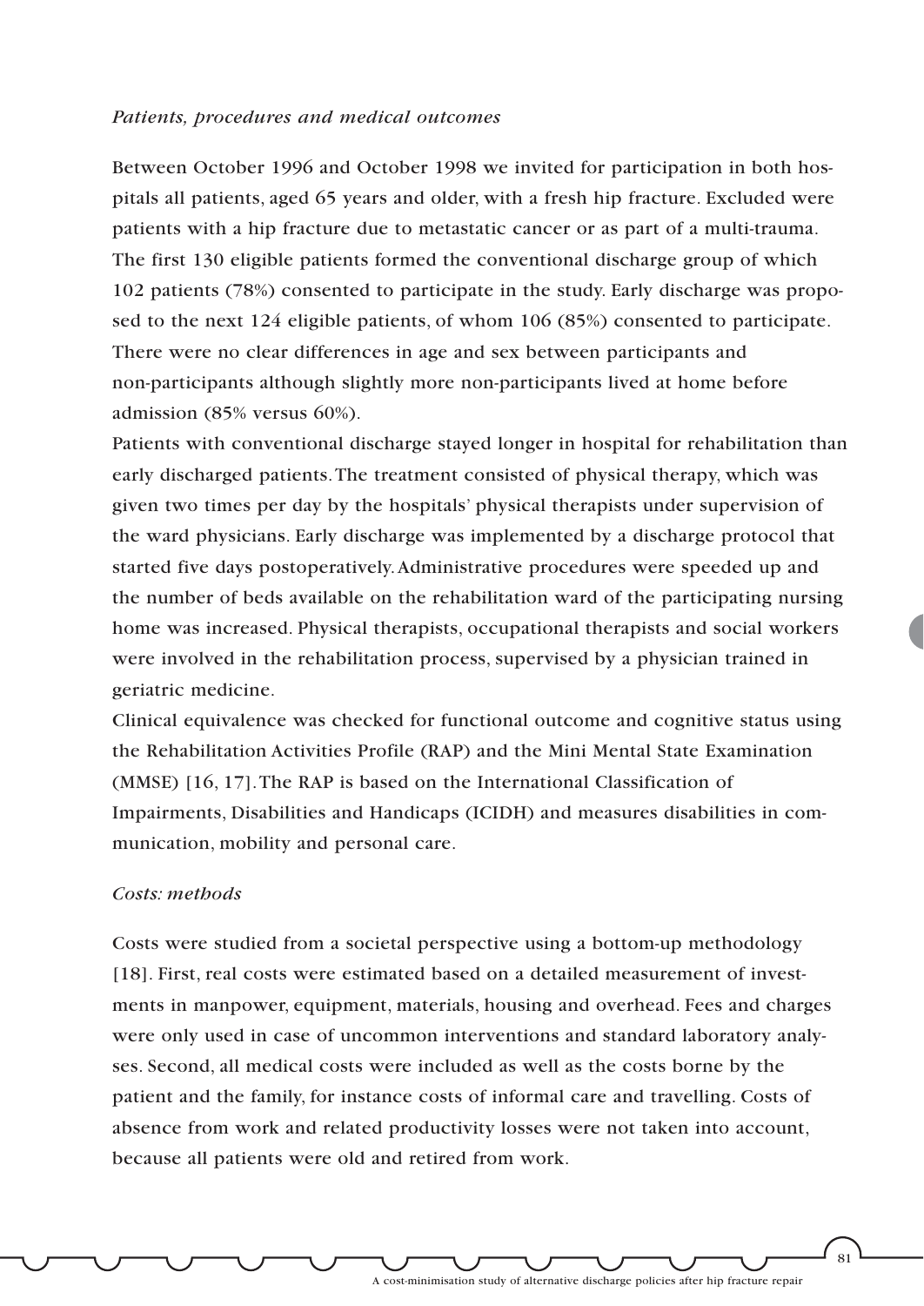### *Patients, procedures and medical outcomes*

Between October 1996 and October 1998 we invited for participation in both hospitals all patients, aged 65 years and older, with a fresh hip fracture. Excluded were patients with a hip fracture due to metastatic cancer or as part of a multi-trauma. The first 130 eligible patients formed the conventional discharge group of which 102 patients (78%) consented to participate in the study. Early discharge was proposed to the next 124 eligible patients, of whom 106 (85%) consented to participate. There were no clear differences in age and sex between participants and non-participants although slightly more non-participants lived at home before admission (85% versus 60%).

Patients with conventional discharge stayed longer in hospital for rehabilitation than early discharged patients. The treatment consisted of physical therapy, which was given two times per day by the hospitals' physical therapists under supervision of the ward physicians. Early discharge was implemented by a discharge protocol that started five days postoperatively. Administrative procedures were speeded up and the number of beds available on the rehabilitation ward of the participating nursing home was increased. Physical therapists, occupational therapists and social workers were involved in the rehabilitation process, supervised by a physician trained in geriatric medicine.

Clinical equivalence was checked for functional outcome and cognitive status using the Rehabilitation Activities Profile (RAP) and the Mini Mental State Examination (MMSE) [16, 17]. The RAP is based on the International Classification of Impairments, Disabilities and Handicaps (ICIDH) and measures disabilities in communication, mobility and personal care.

### *Costs: methods*

Costs were studied from a societal perspective using a bottom-up methodology [18]. First, real costs were estimated based on a detailed measurement of investments in manpower, equipment, materials, housing and overhead. Fees and charges were only used in case of uncommon interventions and standard laboratory analyses. Second, all medical costs were included as well as the costs borne by the patient and the family, for instance costs of informal care and travelling. Costs of absence from work and related productivity losses were not taken into account, because all patients were old and retired from work.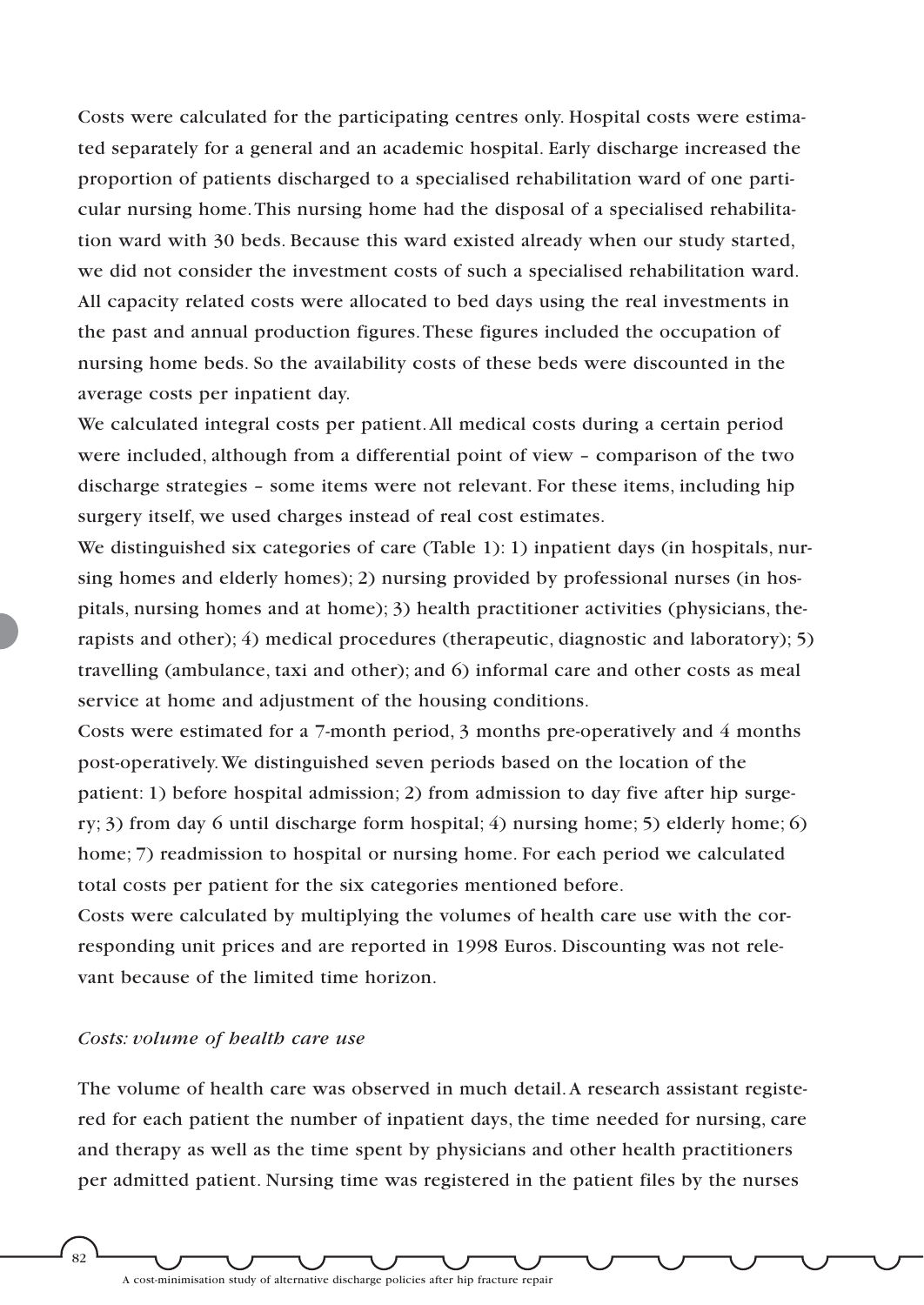Costs were calculated for the participating centres only. Hospital costs were estimated separately for a general and an academic hospital. Early discharge increased the proportion of patients discharged to a specialised rehabilitation ward of one particular nursing home. This nursing home had the disposal of a specialised rehabilitation ward with 30 beds. Because this ward existed already when our study started, we did not consider the investment costs of such a specialised rehabilitation ward. All capacity related costs were allocated to bed days using the real investments in the past and annual production figures. These figures included the occupation of nursing home beds. So the availability costs of these beds were discounted in the average costs per inpatient day.

We calculated integral costs per patient. All medical costs during a certain period were included, although from a differential point of view – comparison of the two discharge strategies – some items were not relevant. For these items, including hip surgery itself, we used charges instead of real cost estimates.

We distinguished six categories of care (Table 1): 1) inpatient days (in hospitals, nursing homes and elderly homes); 2) nursing provided by professional nurses (in hospitals, nursing homes and at home); 3) health practitioner activities (physicians, therapists and other); 4) medical procedures (therapeutic, diagnostic and laboratory); 5) travelling (ambulance, taxi and other); and 6) informal care and other costs as meal service at home and adjustment of the housing conditions.

Costs were estimated for a 7-month period, 3 months pre-operatively and 4 months post-operatively. We distinguished seven periods based on the location of the patient: 1) before hospital admission; 2) from admission to day five after hip surgery; 3) from day 6 until discharge form hospital; 4) nursing home; 5) elderly home; 6) home; 7) readmission to hospital or nursing home. For each period we calculated total costs per patient for the six categories mentioned before.

Costs were calculated by multiplying the volumes of health care use with the corresponding unit prices and are reported in 1998 Euros. Discounting was not relevant because of the limited time horizon.

### *Costs: volume of health care use*

The volume of health care was observed in much detail. A research assistant registered for each patient the number of inpatient days, the time needed for nursing, care and therapy as well as the time spent by physicians and other health practitioners per admitted patient. Nursing time was registered in the patient files by the nurses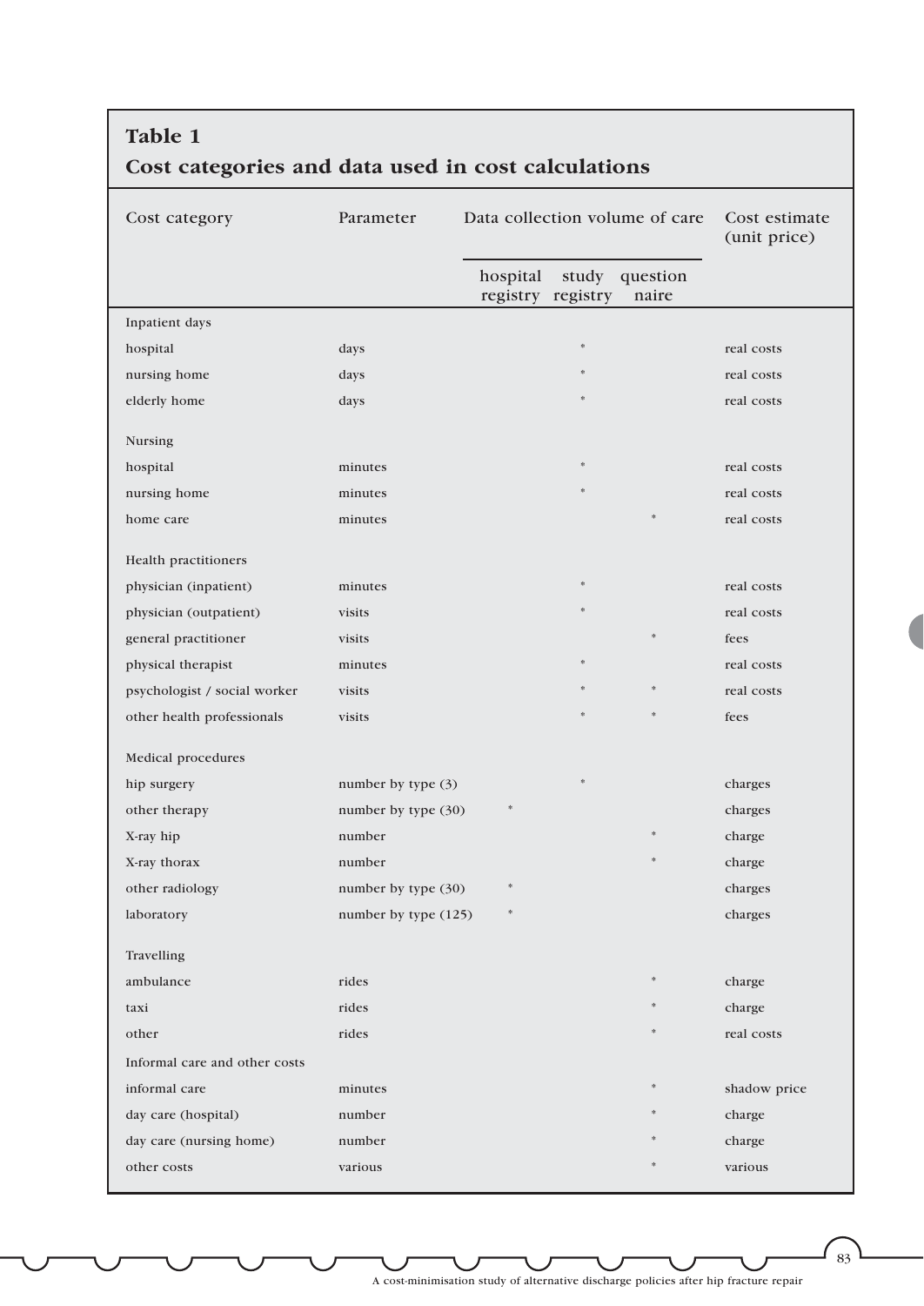**Table 1**
**Cost categories and data used in cost calculations**

| Cost category | Parameter | Data collection volume of care | | | Cost estimate (unit price) |
|---|---|---|---|---|---|
| | | hospital registry | study registry | question naire | |
| Inpatient days | | | | | |
| hospital | days | | * | | real costs |
| nursing home | days | | * | | real costs |
| elderly home | days | | * | | real costs |
| Nursing | | | | | |
| hospital | minutes | | * | | real costs |
| nursing home | minutes | | * | | real costs |
| home care | minutes | | | * | real costs |
| Health practitioners | | | | | |
| physician (inpatient) | minutes | | * | | real costs |
| physician (outpatient) | visits | | * | | real costs |
| general practitioner | visits | | | * | fees |
| physical therapist | minutes | | * | | real costs |
| psychologist / social worker | visits | | * | * | real costs |
| other health professionals | visits | | * | * | fees |
| Medical procedures | | | | | |
| hip surgery | number by type (3) | | * | | charges |
| other therapy | number by type (30) | * | | | charges |
| X-ray hip | number | | | * | charge |
| X-ray thorax | number | | | * | charge |
| other radiology | number by type (30) | * | | | charges |
| laboratory | number by type (125) | * | | | charges |
| Travelling | | | | | |
| ambulance | rides | | | * | charge |
| taxi | rides | | | * | charge |
| other | rides | | | * | real costs |
| Informal care and other costs | | | | | |
| informal care | minutes | | | * | shadow price |
| day care (hospital) | number | | | * | charge |
| day care (nursing home) | number | | | * | charge |
| other costs | various | | | * | various |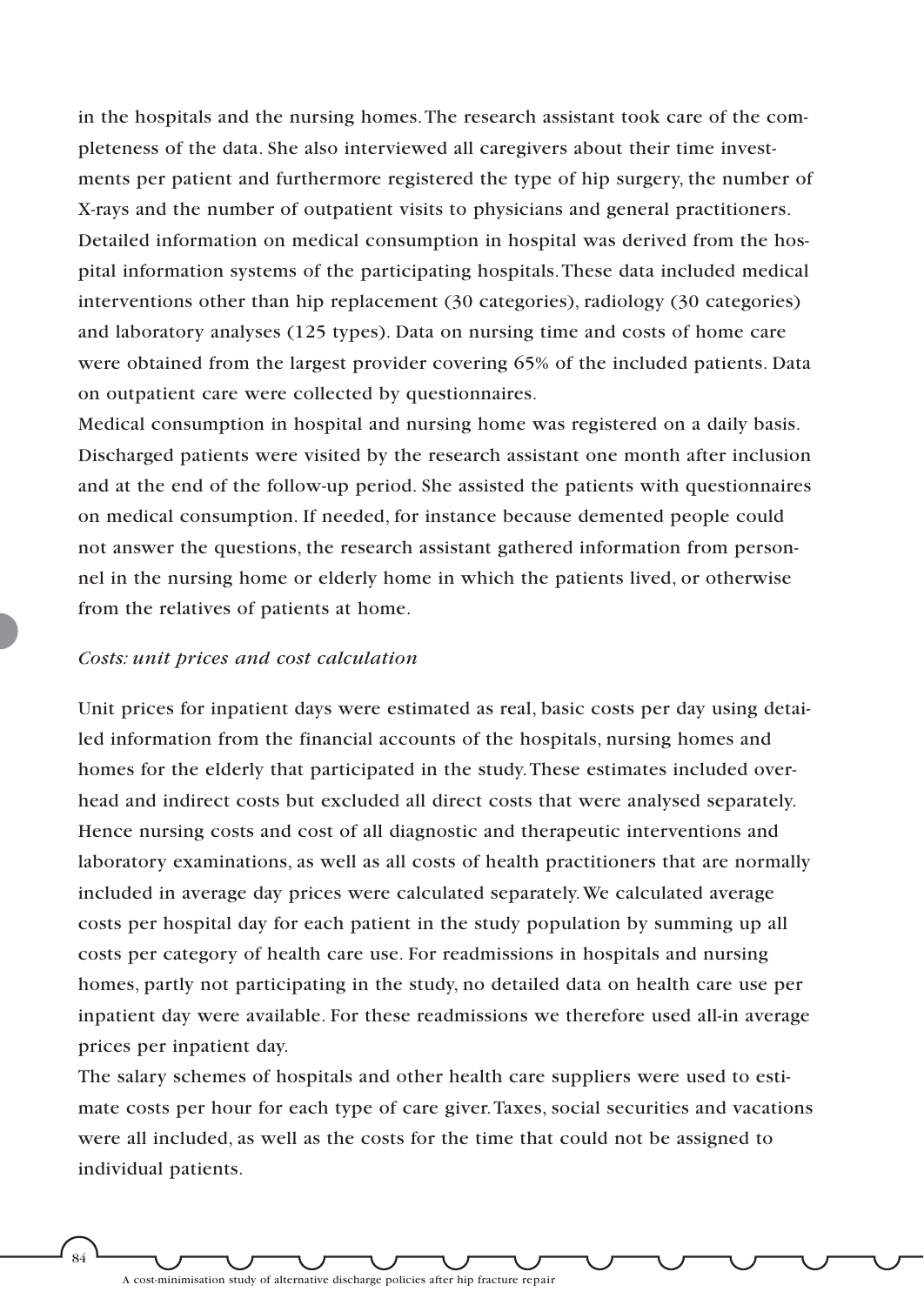in the hospitals and the nursing homes. The research assistant took care of the completeness of the data. She also interviewed all caregivers about their time investments per patient and furthermore registered the type of hip surgery, the number of X-rays and the number of outpatient visits to physicians and general practitioners. Detailed information on medical consumption in hospital was derived from the hospital information systems of the participating hospitals. These data included medical interventions other than hip replacement (30 categories), radiology (30 categories) and laboratory analyses (125 types). Data on nursing time and costs of home care were obtained from the largest provider covering 65% of the included patients. Data on outpatient care were collected by questionnaires.

Medical consumption in hospital and nursing home was registered on a daily basis. Discharged patients were visited by the research assistant one month after inclusion and at the end of the follow-up period. She assisted the patients with questionnaires on medical consumption. If needed, for instance because demented people could not answer the questions, the research assistant gathered information from personnel in the nursing home or elderly home in which the patients lived, or otherwise from the relatives of patients at home.

*Costs: unit prices and cost calculation*

Unit prices for inpatient days were estimated as real, basic costs per day using detailed information from the financial accounts of the hospitals, nursing homes and homes for the elderly that participated in the study. These estimates included overhead and indirect costs but excluded all direct costs that were analysed separately. Hence nursing costs and cost of all diagnostic and therapeutic interventions and laboratory examinations, as well as all costs of health practitioners that are normally included in average day prices were calculated separately. We calculated average costs per hospital day for each patient in the study population by summing up all costs per category of health care use. For readmissions in hospitals and nursing homes, partly not participating in the study, no detailed data on health care use per inpatient day were available. For these readmissions we therefore used all-in average prices per inpatient day.

The salary schemes of hospitals and other health care suppliers were used to estimate costs per hour for each type of care giver. Taxes, social securities and vacations were all included, as well as the costs for the time that could not be assigned to individual patients.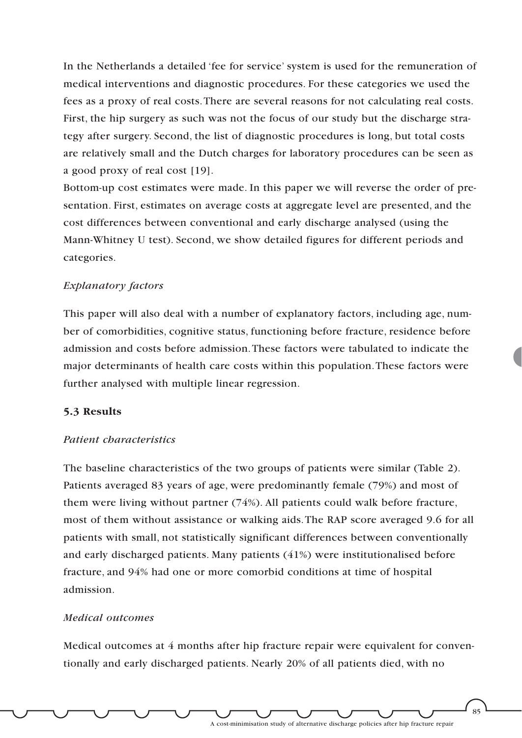In the Netherlands a detailed 'fee for service' system is used for the remuneration of medical interventions and diagnostic procedures. For these categories we used the fees as a proxy of real costs. There are several reasons for not calculating real costs. First, the hip surgery as such was not the focus of our study but the discharge strategy after surgery. Second, the list of diagnostic procedures is long, but total costs are relatively small and the Dutch charges for laboratory procedures can be seen as a good proxy of real cost [19].

Bottom-up cost estimates were made. In this paper we will reverse the order of presentation. First, estimates on average costs at aggregate level are presented, and the cost differences between conventional and early discharge analysed (using the Mann-Whitney U test). Second, we show detailed figures for different periods and categories.

*Explanatory factors*

This paper will also deal with a number of explanatory factors, including age, number of comorbidities, cognitive status, functioning before fracture, residence before admission and costs before admission. These factors were tabulated to indicate the major determinants of health care costs within this population. These factors were further analysed with multiple linear regression.

## 5.3 Results

*Patient characteristics*

The baseline characteristics of the two groups of patients were similar (Table 2). Patients averaged 83 years of age, were predominantly female (79%) and most of them were living without partner (74%). All patients could walk before fracture, most of them without assistance or walking aids. The RAP score averaged 9.6 for all patients with small, not statistically significant differences between conventionally and early discharged patients. Many patients (41%) were institutionalised before fracture, and 94% had one or more comorbid conditions at time of hospital admission.

*Medical outcomes*

Medical outcomes at 4 months after hip fracture repair were equivalent for conventionally and early discharged patients. Nearly 20% of all patients died, with no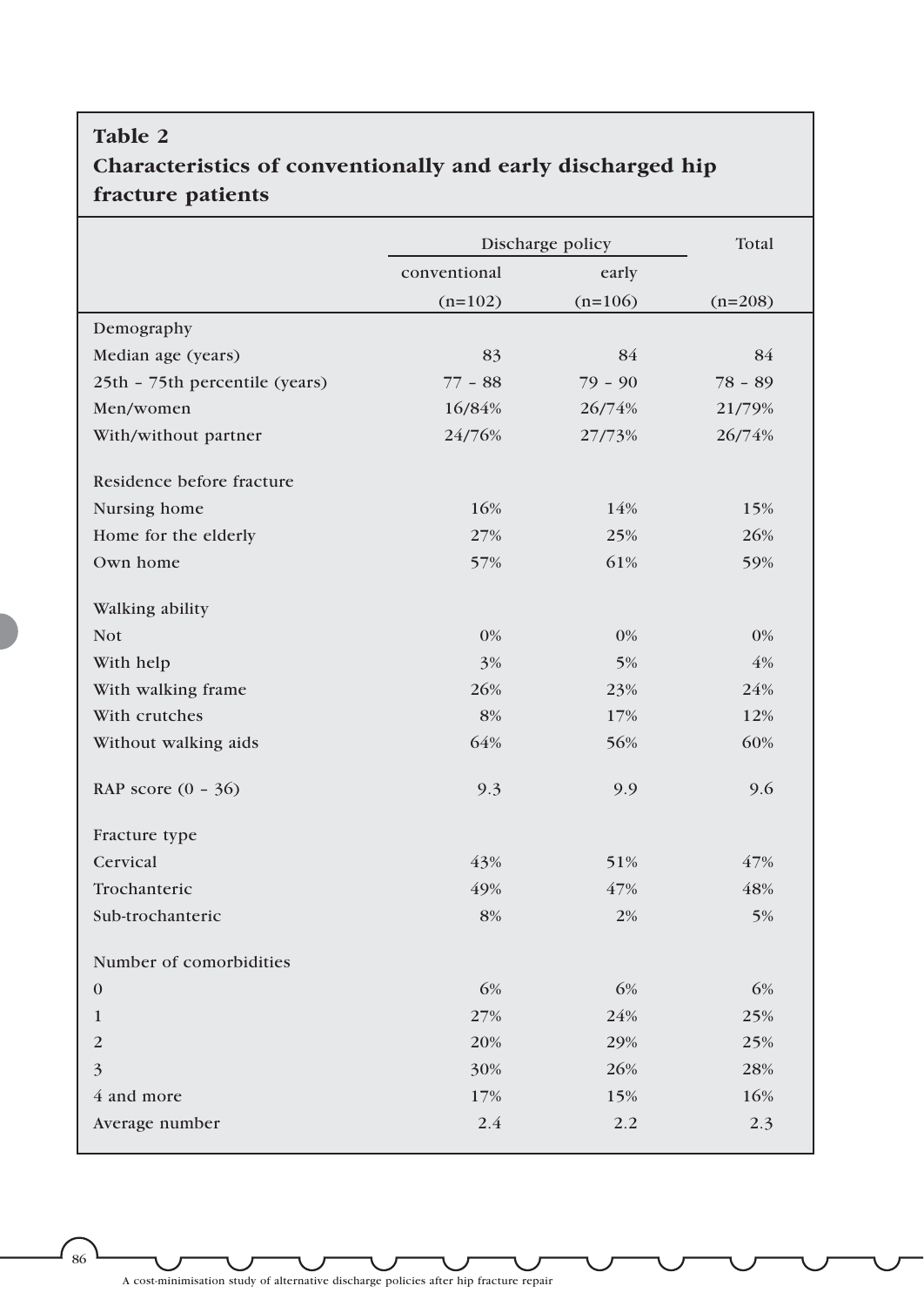**Table 2**
**Characteristics of conventionally and early discharged hip fracture patients**

| | Discharge policy | | Total |
|---|---|---|---|
| | conventional | early | |
| | (n=102) | (n=106) | (n=208) |
| Demography | | | |
| Median age (years) | 83 | 84 | 84 |
| 25th – 75th percentile (years) | 77 – 88 | 79 – 90 | 78 – 89 |
| Men/women | 16/84% | 26/74% | 21/79% |
| With/without partner | 24/76% | 27/73% | 26/74% |
| Residence before fracture | | | |
| Nursing home | 16% | 14% | 15% |
| Home for the elderly | 27% | 25% | 26% |
| Own home | 57% | 61% | 59% |
| Walking ability | | | |
| Not | 0% | 0% | 0% |
| With help | 3% | 5% | 4% |
| With walking frame | 26% | 23% | 24% |
| With crutches | 8% | 17% | 12% |
| Without walking aids | 64% | 56% | 60% |
| RAP score (0 – 36) | 9.3 | 9.9 | 9.6 |
| Fracture type | | | |
| Cervical | 43% | 51% | 47% |
| Trochanteric | 49% | 47% | 48% |
| Sub-trochanteric | 8% | 2% | 5% |
| Number of comorbidities | | | |
| 0 | 6% | 6% | 6% |
| 1 | 27% | 24% | 25% |
| 2 | 20% | 29% | 25% |
| 3 | 30% | 26% | 28% |
| 4 and more | 17% | 15% | 16% |
| Average number | 2.4 | 2.2 | 2.3 |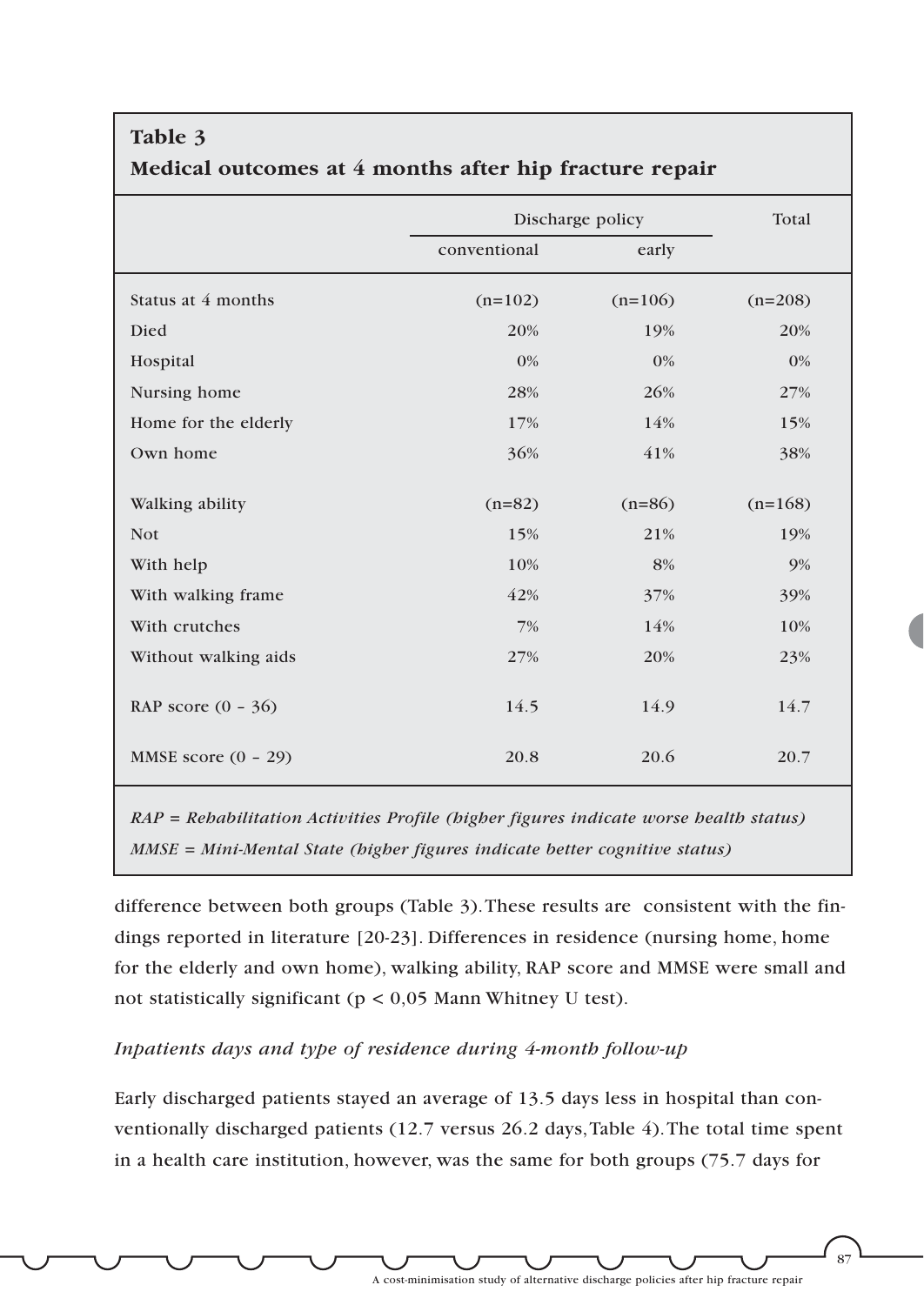**Table 3**
**Medical outcomes at 4 months after hip fracture repair**

| | Discharge policy | | Total |
|---|---|---|---|
| | conventional | early | |
| Status at 4 months | (n=102) | (n=106) | (n=208) |
| Died | 20% | 19% | 20% |
| Hospital | 0% | 0% | 0% |
| Nursing home | 28% | 26% | 27% |
| Home for the elderly | 17% | 14% | 15% |
| Own home | 36% | 41% | 38% |
| Walking ability | (n=82) | (n=86) | (n=168) |
| Not | 15% | 21% | 19% |
| With help | 10% | 8% | 9% |
| With walking frame | 42% | 37% | 39% |
| With crutches | 7% | 14% | 10% |
| Without walking aids | 27% | 20% | 23% |
| RAP score (0 – 36) | 14.5 | 14.9 | 14.7 |
| MMSE score (0 – 29) | 20.8 | 20.6 | 20.7 |

*RAP = Rehabilitation Activities Profile (higher figures indicate worse health status)*
*MMSE = Mini-Mental State (higher figures indicate better cognitive status)*

difference between both groups (Table 3). These results are consistent with the findings reported in literature [20-23]. Differences in residence (nursing home, home for the elderly and own home), walking ability, RAP score and MMSE were small and not statistically significant ($p < 0{,}05$ Mann Whitney U test).

*Inpatients days and type of residence during 4-month follow-up*

Early discharged patients stayed an average of 13.5 days less in hospital than conventionally discharged patients (12.7 versus 26.2 days, Table 4). The total time spent in a health care institution, however, was the same for both groups (75.7 days for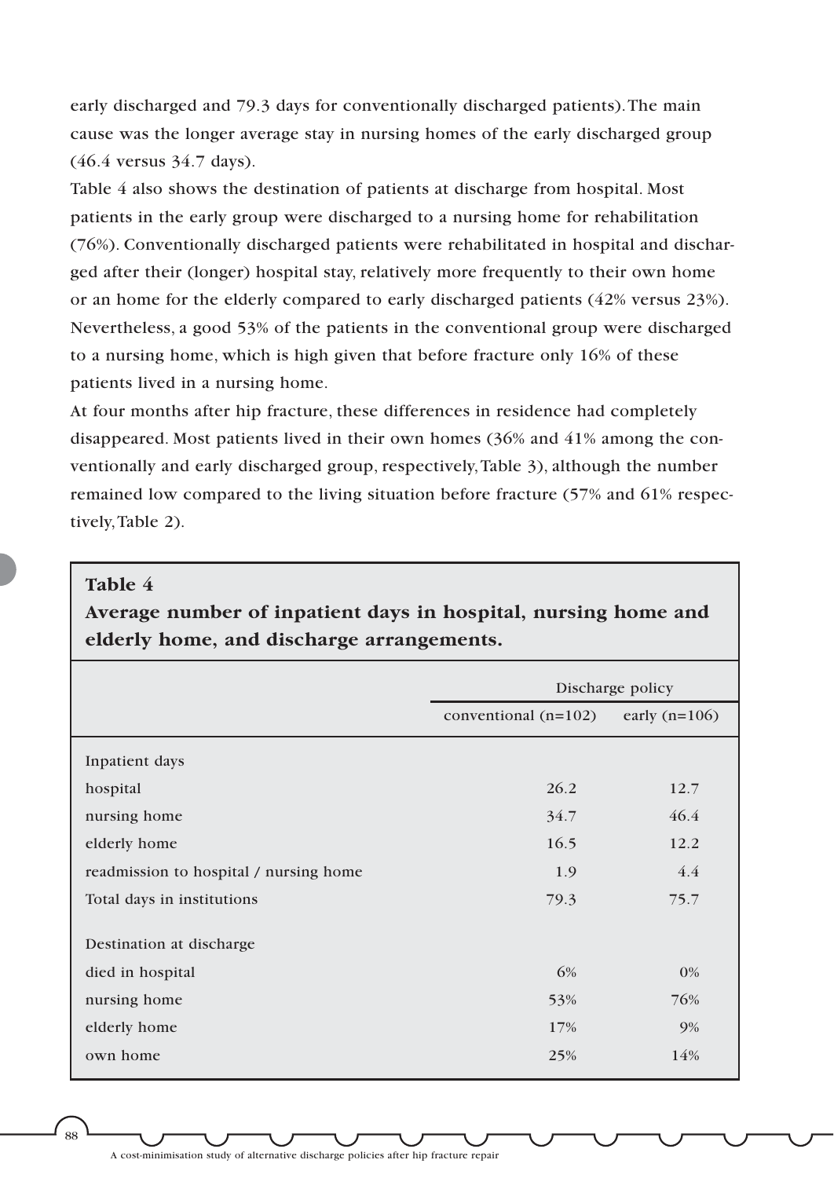early discharged and 79.3 days for conventionally discharged patients). The main cause was the longer average stay in nursing homes of the early discharged group (46.4 versus 34.7 days).

Table 4 also shows the destination of patients at discharge from hospital. Most patients in the early group were discharged to a nursing home for rehabilitation (76%). Conventionally discharged patients were rehabilitated in hospital and discharged after their (longer) hospital stay, relatively more frequently to their own home or an home for the elderly compared to early discharged patients (42% versus 23%). Nevertheless, a good 53% of the patients in the conventional group were discharged to a nursing home, which is high given that before fracture only 16% of these patients lived in a nursing home.

At four months after hip fracture, these differences in residence had completely disappeared. Most patients lived in their own homes (36% and 41% among the conventionally and early discharged group, respectively, Table 3), although the number remained low compared to the living situation before fracture (57% and 61% respectively, Table 2).

**Table 4**
**Average number of inpatient days in hospital, nursing home and elderly home, and discharge arrangements.**

| | Discharge policy | |
|---|---|---|
| | conventional (n=102) | early (n=106) |
| Inpatient days | | |
| hospital | 26.2 | 12.7 |
| nursing home | 34.7 | 46.4 |
| elderly home | 16.5 | 12.2 |
| readmission to hospital / nursing home | 1.9 | 4.4 |
| Total days in institutions | 79.3 | 75.7 |
| Destination at discharge | | |
| died in hospital | 6% | 0% |
| nursing home | 53% | 76% |
| elderly home | 17% | 9% |
| own home | 25% | 14% |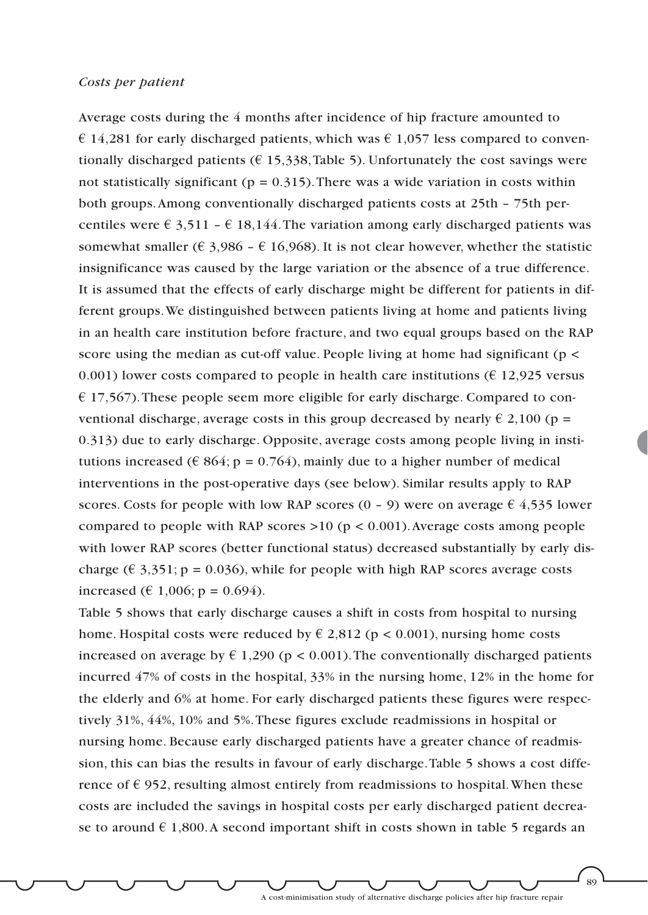*Costs per patient*

Average costs during the 4 months after incidence of hip fracture amounted to € 14,281 for early discharged patients, which was € 1,057 less compared to conventionally discharged patients (€ 15,338, Table 5). Unfortunately the cost savings were not statistically significant ($p = 0.315$). There was a wide variation in costs within both groups. Among conventionally discharged patients costs at 25th – 75th percentiles were € 3,511 – € 18,144. The variation among early discharged patients was somewhat smaller (€ 3,986 – € 16,968). It is not clear however, whether the statistic insignificance was caused by the large variation or the absence of a true difference. It is assumed that the effects of early discharge might be different for patients in different groups. We distinguished between patients living at home and patients living in an health care institution before fracture, and two equal groups based on the RAP score using the median as cut-off value. People living at home had significant ($p < 0.001$) lower costs compared to people in health care institutions (€ 12,925 versus € 17,567). These people seem more eligible for early discharge. Compared to conventional discharge, average costs in this group decreased by nearly € 2,100 ($p = 0.313$) due to early discharge. Opposite, average costs among people living in institutions increased (€ 864; $p = 0.764$), mainly due to a higher number of medical interventions in the post-operative days (see below). Similar results apply to RAP scores. Costs for people with low RAP scores (0 – 9) were on average € 4,535 lower compared to people with RAP scores >10 ($p < 0.001$). Average costs among people with lower RAP scores (better functional status) decreased substantially by early discharge (€ 3,351; $p = 0.036$), while for people with high RAP scores average costs increased (€ 1,006; $p = 0.694$).

Table 5 shows that early discharge causes a shift in costs from hospital to nursing home. Hospital costs were reduced by € 2,812 ($p < 0.001$), nursing home costs increased on average by € 1,290 ($p < 0.001$). The conventionally discharged patients incurred 47% of costs in the hospital, 33% in the nursing home, 12% in the home for the elderly and 6% at home. For early discharged patients these figures were respectively 31%, 44%, 10% and 5%. These figures exclude readmissions in hospital or nursing home. Because early discharged patients have a greater chance of readmission, this can bias the results in favour of early discharge. Table 5 shows a cost difference of € 952, resulting almost entirely from readmissions to hospital. When these costs are included the savings in hospital costs per early discharged patient decrease to around € 1,800. A second important shift in costs shown in table 5 regards an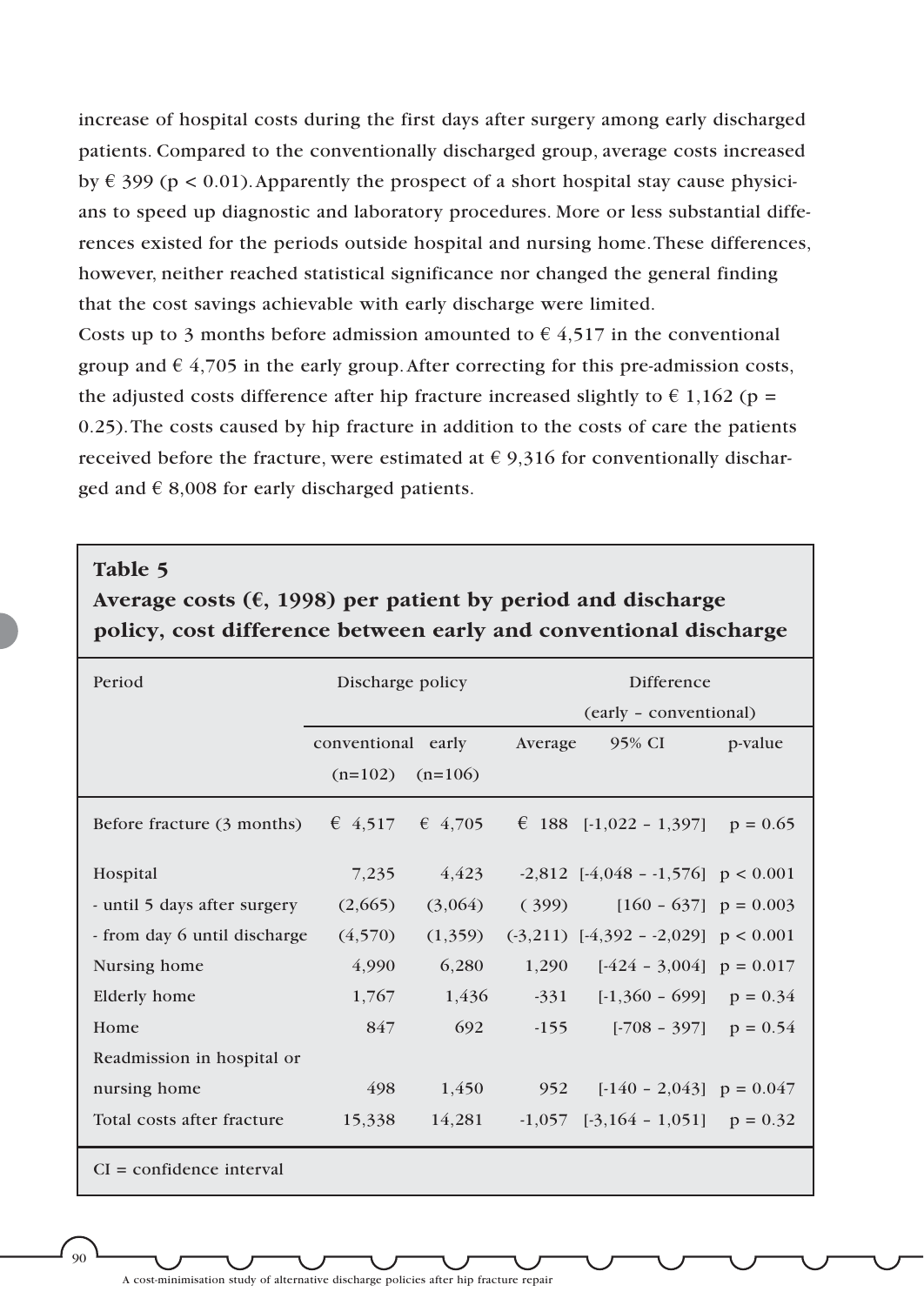increase of hospital costs during the first days after surgery among early discharged patients. Compared to the conventionally discharged group, average costs increased by € 399 ($p < 0.01$). Apparently the prospect of a short hospital stay cause physicians to speed up diagnostic and laboratory procedures. More or less substantial differences existed for the periods outside hospital and nursing home. These differences, however, neither reached statistical significance nor changed the general finding that the cost savings achievable with early discharge were limited.

Costs up to 3 months before admission amounted to € 4,517 in the conventional group and € 4,705 in the early group. After correcting for this pre-admission costs, the adjusted costs difference after hip fracture increased slightly to € 1,162 ($p = 0.25$). The costs caused by hip fracture in addition to the costs of care the patients received before the fracture, were estimated at € 9,316 for conventionally discharged and € 8,008 for early discharged patients.

**Table 5**

**Average costs (€, 1998) per patient by period and discharge policy, cost difference between early and conventional discharge**

| Period | Discharge policy | | Difference (early – conventional) | | |
|---|---|---|---|---|---|
| | conventional (n=102) | early (n=106) | Average | 95% CI | p-value |
| Before fracture (3 months) | € 4,517 | € 4,705 | € 188 | [-1,022 – 1,397] | p = 0.65 |
| Hospital | 7,235 | 4,423 | -2,812 | [-4,048 – -1,576] | p < 0.001 |
| - until 5 days after surgery | (2,665) | (3,064) | ( 399) | [160 – 637] | p = 0.003 |
| - from day 6 until discharge | (4,570) | (1,359) | (-3,211) | [-4,392 – -2,029] | p < 0.001 |
| Nursing home | 4,990 | 6,280 | 1,290 | [-424 – 3,004] | p = 0.017 |
| Elderly home | 1,767 | 1,436 | -331 | [-1,360 – 699] | p = 0.34 |
| Home | 847 | 692 | -155 | [-708 – 397] | p = 0.54 |
| Readmission in hospital or nursing home | 498 | 1,450 | 952 | [-140 – 2,043] | p = 0.047 |
| Total costs after fracture | 15,338 | 14,281 | -1,057 | [-3,164 – 1,051] | p = 0.32 |

CI = confidence interval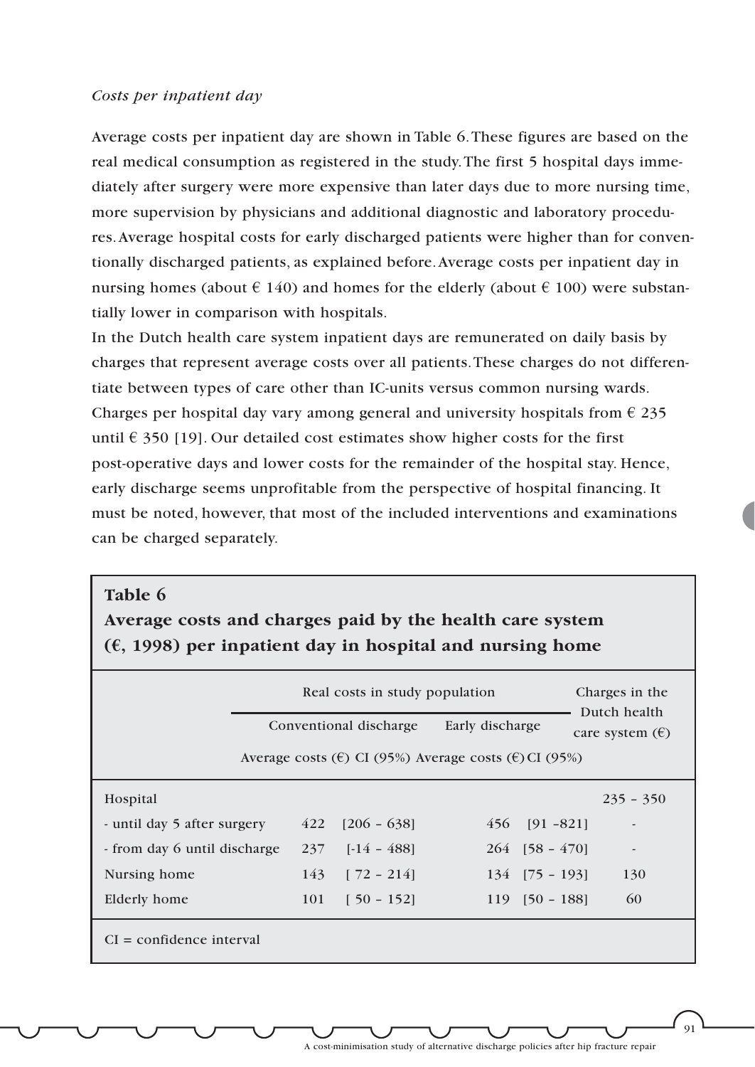*Costs per inpatient day*

Average costs per inpatient day are shown in Table 6. These figures are based on the real medical consumption as registered in the study. The first 5 hospital days immediately after surgery were more expensive than later days due to more nursing time, more supervision by physicians and additional diagnostic and laboratory procedures. Average hospital costs for early discharged patients were higher than for conventionally discharged patients, as explained before. Average costs per inpatient day in nursing homes (about € 140) and homes for the elderly (about € 100) were substantially lower in comparison with hospitals.

In the Dutch health care system inpatient days are remunerated on daily basis by charges that represent average costs over all patients. These charges do not differentiate between types of care other than IC-units versus common nursing wards. Charges per hospital day vary among general and university hospitals from € 235 until € 350 [19]. Our detailed cost estimates show higher costs for the first post-operative days and lower costs for the remainder of the hospital stay. Hence, early discharge seems unprofitable from the perspective of hospital financing. It must be noted, however, that most of the included interventions and examinations can be charged separately.

**Table 6**
**Average costs and charges paid by the health care system (€, 1998) per inpatient day in hospital and nursing home**

| | Real costs in study population | | | | Charges in the Dutch health care system (€) |
|---|---|---|---|---|---|
| | Conventional discharge | | Early discharge | | |
| | Average costs (€) | CI (95%) | Average costs (€) | CI (95%) | |
| Hospital | | | | | 235 – 350 |
| - until day 5 after surgery | 422 | [206 – 638] | 456 | [91 –821] | - |
| - from day 6 until discharge | 237 | [-14 – 488] | 264 | [58 – 470] | - |
| Nursing home | 143 | [ 72 – 214] | 134 | [75 – 193] | 130 |
| Elderly home | 101 | [ 50 – 152] | 119 | [50 – 188] | 60 |

CI = confidence interval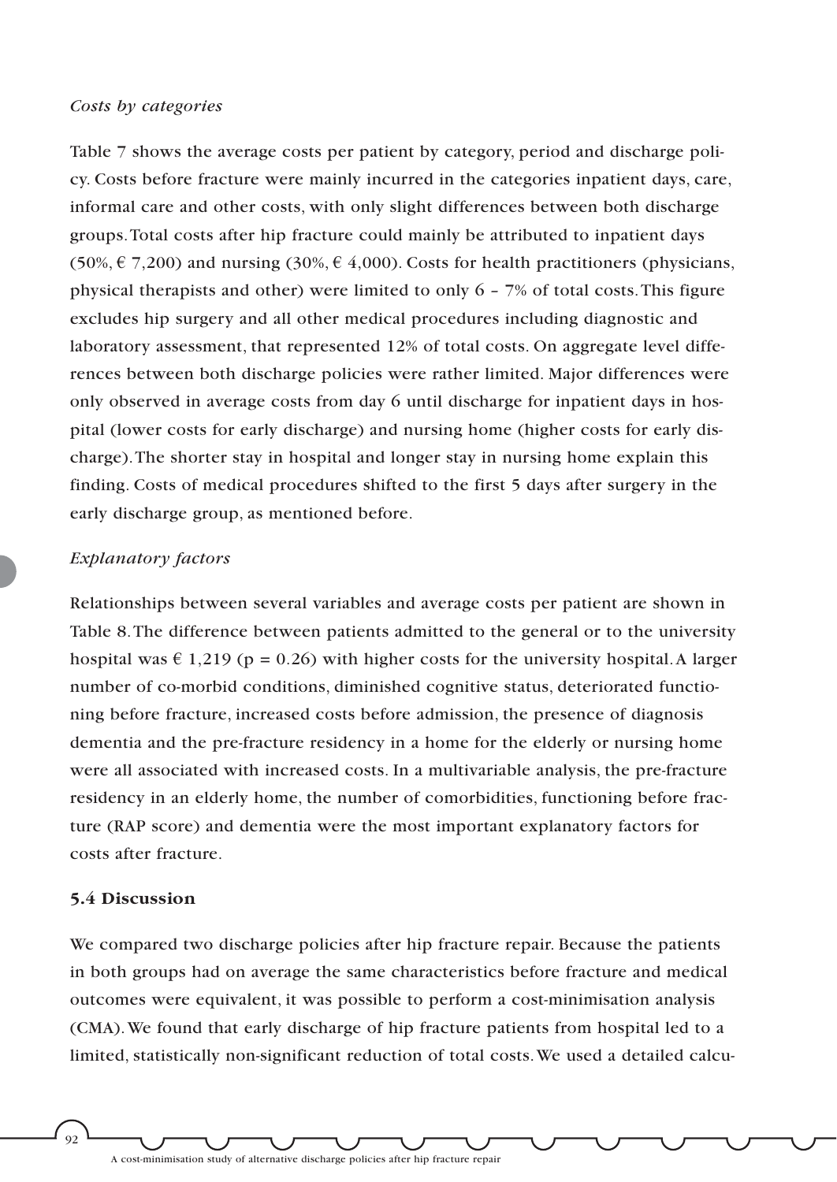*Costs by categories*

Table 7 shows the average costs per patient by category, period and discharge policy. Costs before fracture were mainly incurred in the categories inpatient days, care, informal care and other costs, with only slight differences between both discharge groups. Total costs after hip fracture could mainly be attributed to inpatient days (50%, € 7,200) and nursing (30%, € 4,000). Costs for health practitioners (physicians, physical therapists and other) were limited to only 6 – 7% of total costs. This figure excludes hip surgery and all other medical procedures including diagnostic and laboratory assessment, that represented 12% of total costs. On aggregate level differences between both discharge policies were rather limited. Major differences were only observed in average costs from day 6 until discharge for inpatient days in hospital (lower costs for early discharge) and nursing home (higher costs for early discharge). The shorter stay in hospital and longer stay in nursing home explain this finding. Costs of medical procedures shifted to the first 5 days after surgery in the early discharge group, as mentioned before.

*Explanatory factors*

Relationships between several variables and average costs per patient are shown in Table 8. The difference between patients admitted to the general or to the university hospital was € 1,219 ($p = 0.26$) with higher costs for the university hospital. A larger number of co-morbid conditions, diminished cognitive status, deteriorated functioning before fracture, increased costs before admission, the presence of diagnosis dementia and the pre-fracture residency in a home for the elderly or nursing home were all associated with increased costs. In a multivariable analysis, the pre-fracture residency in an elderly home, the number of comorbidities, functioning before fracture (RAP score) and dementia were the most important explanatory factors for costs after fracture.

## 5.4 Discussion

We compared two discharge policies after hip fracture repair. Because the patients in both groups had on average the same characteristics before fracture and medical outcomes were equivalent, it was possible to perform a cost-minimisation analysis (CMA). We found that early discharge of hip fracture patients from hospital led to a limited, statistically non-significant reduction of total costs. We used a detailed calcu-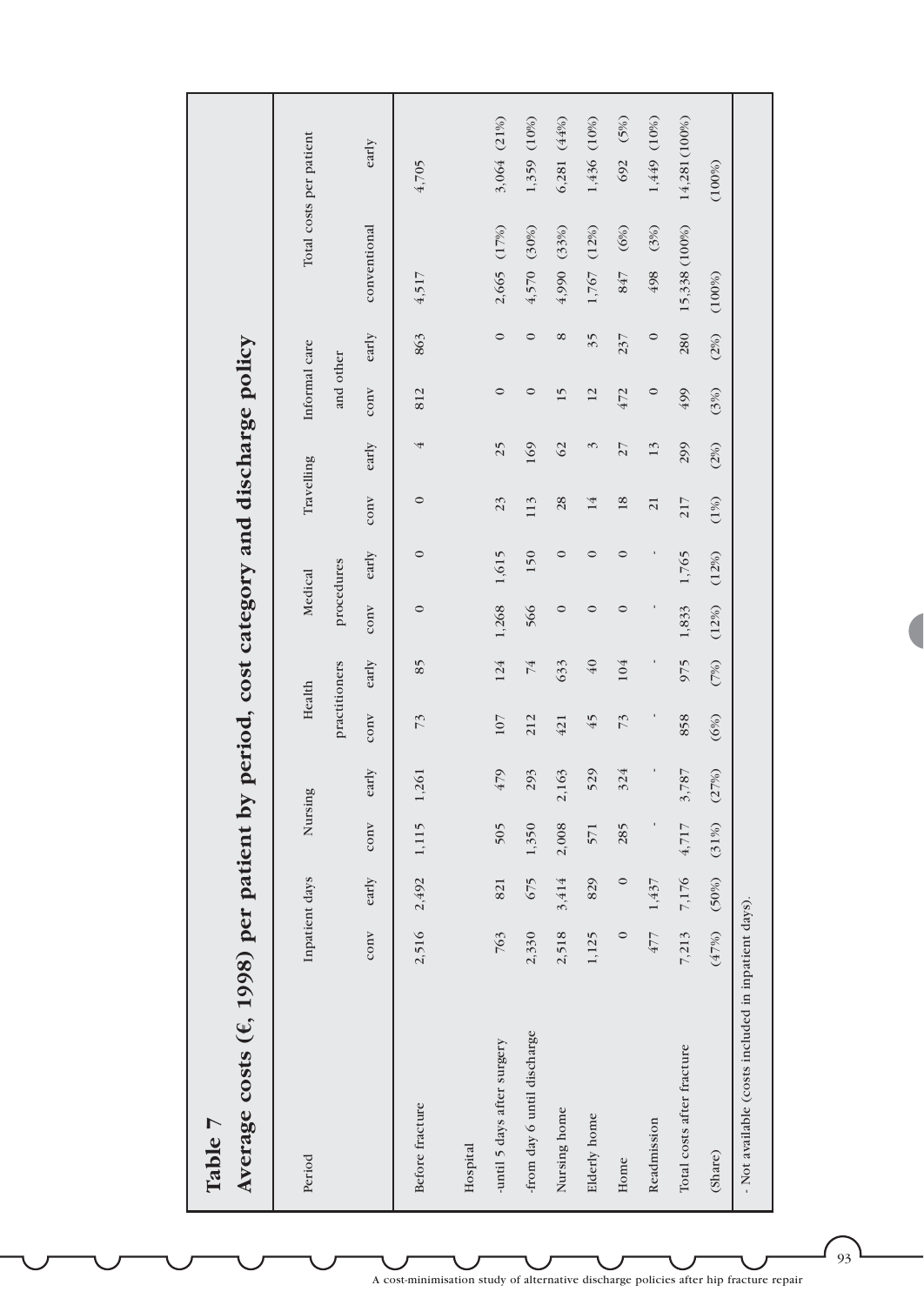## Table 7

### Average costs (€, 1998) per patient by period, cost category and discharge policy

| Period | Inpatient days | | Nursing | | Health practitioners | | Medical procedures | | Travelling | | Informal care and other | | Total costs per patient | |
|---|---|---|---|---|---|---|---|---|---|---|---|---|---|---|
| | conv | early | conv | early | conv | early | conv | early | conv | early | conv | early | conventional | early |
| Before fracture | 2,516 | 2,492 | 1,115 | 1,261 | 73 | 85 | 0 | 0 | 0 | 4 | 812 | 863 | 4,517 | 4,705 |
| Hospital | | | | | | | | | | | | | | |
| -until 5 days after surgery | 763 | 821 | 505 | 479 | 107 | 124 | 1,268 | 1,615 | 23 | 25 | 0 | 0 | 2,665 (17%) | 3,064 (21%) |
| -from day 6 until discharge | 2,330 | 675 | 1,350 | 293 | 212 | 74 | 566 | 150 | 113 | 169 | 0 | 0 | 4,570 (30%) | 1,359 (10%) |
| Nursing home | 2,518 | 3,414 | 2,008 | 2,163 | 421 | 633 | 0 | 0 | 28 | 62 | 15 | 8 | 4,990 (33%) | 6,281 (44%) |
| Elderly home | 1,125 | 829 | 571 | 529 | 45 | 40 | 0 | 0 | 14 | 3 | 12 | 35 | 1,767 (12%) | 1,436 (10%) |
| Home | 0 | 0 | 285 | 324 | 73 | 104 | 0 | 0 | 18 | 27 | 472 | 237 | 847 (6%) | 692 (5%) |
| Readmission | 477 | 1,437 | - | - | - | - | - | - | 21 | 13 | 0 | 0 | 498 (3%) | 1,449 (10%) |
| Total costs after fracture | 7,213 | 7,176 | 4,717 | 3,787 | 858 | 975 | 1,833 | 1,765 | 217 | 299 | 499 | 280 | 15,338 (100%) | 14,281 (100%) |
| (Share) | (47%) | (50%) | (31%) | (27%) | (6%) | (7%) | (12%) | (12%) | (1%) | (2%) | (3%) | (2%) | (100%) | (100%) |

- Not available (costs included in inpatient days).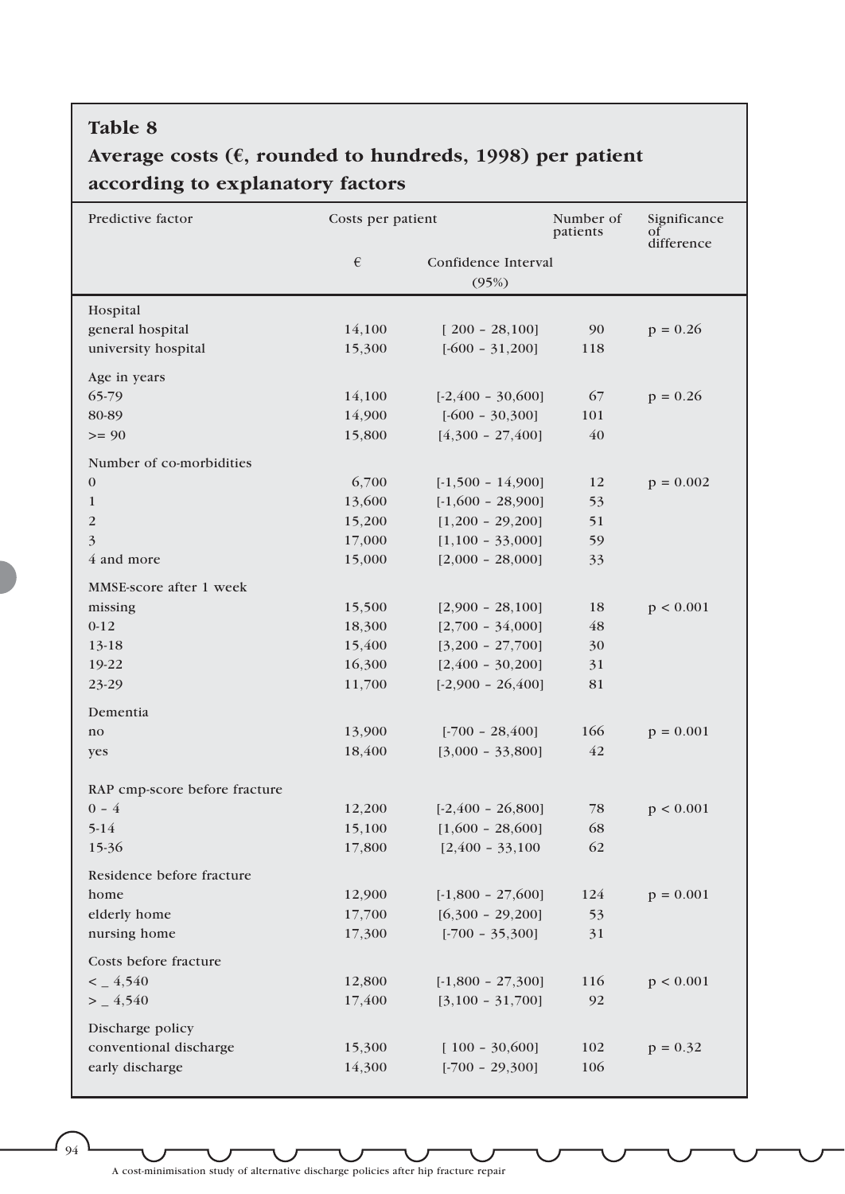## Table 8

**Average costs (€, rounded to hundreds, 1998) per patient according to explanatory factors**

| Predictive factor | Costs per patient | | Number of patients | Significance of difference |
|---|---|---|---|---|
| | € | Confidence Interval (95%) | | |
| **Hospital** | | | | |
| general hospital | 14,100 | [ 200 - 28,100] | 90 | p = 0.26 |
| university hospital | 15,300 | [-600 - 31,200] | 118 | |
| **Age in years** | | | | |
| 65-79 | 14,100 | [-2,400 - 30,600] | 67 | p = 0.26 |
| 80-89 | 14,900 | [-600 - 30,300] | 101 | |
| >= 90 | 15,800 | [4,300 - 27,400] | 40 | |
| **Number of co-morbidities** | | | | |
| 0 | 6,700 | [-1,500 - 14,900] | 12 | p = 0.002 |
| 1 | 13,600 | [-1,600 - 28,900] | 53 | |
| 2 | 15,200 | [1,200 - 29,200] | 51 | |
| 3 | 17,000 | [1,100 - 33,000] | 59 | |
| 4 and more | 15,000 | [2,000 - 28,000] | 33 | |
| **MMSE-score after 1 week** | | | | |
| missing | 15,500 | [2,900 - 28,100] | 18 | p < 0.001 |
| 0-12 | 18,300 | [2,700 - 34,000] | 48 | |
| 13-18 | 15,400 | [3,200 - 27,700] | 30 | |
| 19-22 | 16,300 | [2,400 - 30,200] | 31 | |
| 23-29 | 11,700 | [-2,900 - 26,400] | 81 | |
| **Dementia** | | | | |
| no | 13,900 | [-700 - 28,400] | 166 | p = 0.001 |
| yes | 18,400 | [3,000 - 33,800] | 42 | |
| **RAP cmp-score before fracture** | | | | |
| 0 - 4 | 12,200 | [-2,400 - 26,800] | 78 | p < 0.001 |
| 5-14 | 15,100 | [1,600 - 28,600] | 68 | |
| 15-36 | 17,800 | [2,400 - 33,100 | 62 | |
| **Residence before fracture** | | | | |
| home | 12,900 | [-1,800 - 27,600] | 124 | p = 0.001 |
| elderly home | 17,700 | [6,300 - 29,200] | 53 | |
| nursing home | 17,300 | [-700 - 35,300] | 31 | |
| **Costs before fracture** | | | | |
| < _ 4,540 | 12,800 | [-1,800 - 27,300] | 116 | p < 0.001 |
| > _ 4,540 | 17,400 | [3,100 - 31,700] | 92 | |
| **Discharge policy** | | | | |
| conventional discharge | 15,300 | [ 100 - 30,600] | 102 | p = 0.32 |
| early discharge | 14,300 | [-700 - 29,300] | 106 | |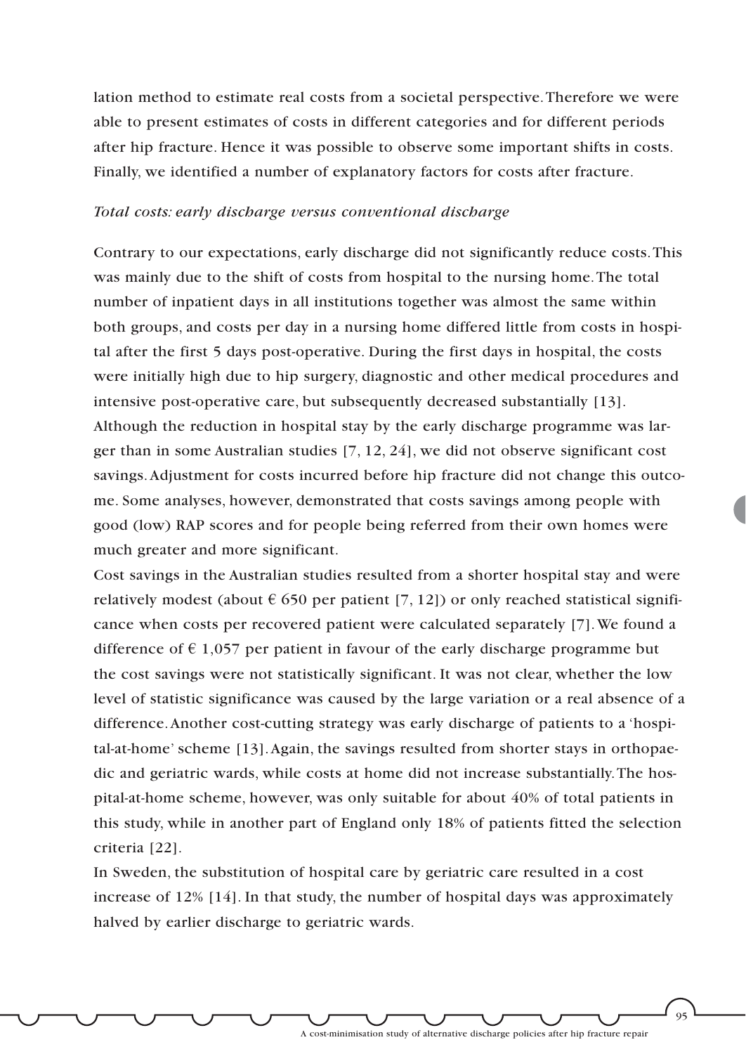lation method to estimate real costs from a societal perspective. Therefore we were able to present estimates of costs in different categories and for different periods after hip fracture. Hence it was possible to observe some important shifts in costs. Finally, we identified a number of explanatory factors for costs after fracture.

*Total costs: early discharge versus conventional discharge*

Contrary to our expectations, early discharge did not significantly reduce costs. This was mainly due to the shift of costs from hospital to the nursing home. The total number of inpatient days in all institutions together was almost the same within both groups, and costs per day in a nursing home differed little from costs in hospital after the first 5 days post-operative. During the first days in hospital, the costs were initially high due to hip surgery, diagnostic and other medical procedures and intensive post-operative care, but subsequently decreased substantially [13]. Although the reduction in hospital stay by the early discharge programme was larger than in some Australian studies [7, 12, 24], we did not observe significant cost savings. Adjustment for costs incurred before hip fracture did not change this outcome. Some analyses, however, demonstrated that costs savings among people with good (low) RAP scores and for people being referred from their own homes were much greater and more significant.

Cost savings in the Australian studies resulted from a shorter hospital stay and were relatively modest (about € 650 per patient [7, 12]) or only reached statistical significance when costs per recovered patient were calculated separately [7]. We found a difference of € 1,057 per patient in favour of the early discharge programme but the cost savings were not statistically significant. It was not clear, whether the low level of statistic significance was caused by the large variation or a real absence of a difference. Another cost-cutting strategy was early discharge of patients to a 'hospital-at-home' scheme [13]. Again, the savings resulted from shorter stays in orthopaedic and geriatric wards, while costs at home did not increase substantially. The hospital-at-home scheme, however, was only suitable for about 40% of total patients in this study, while in another part of England only 18% of patients fitted the selection criteria [22].

In Sweden, the substitution of hospital care by geriatric care resulted in a cost increase of 12% [14]. In that study, the number of hospital days was approximately halved by earlier discharge to geriatric wards.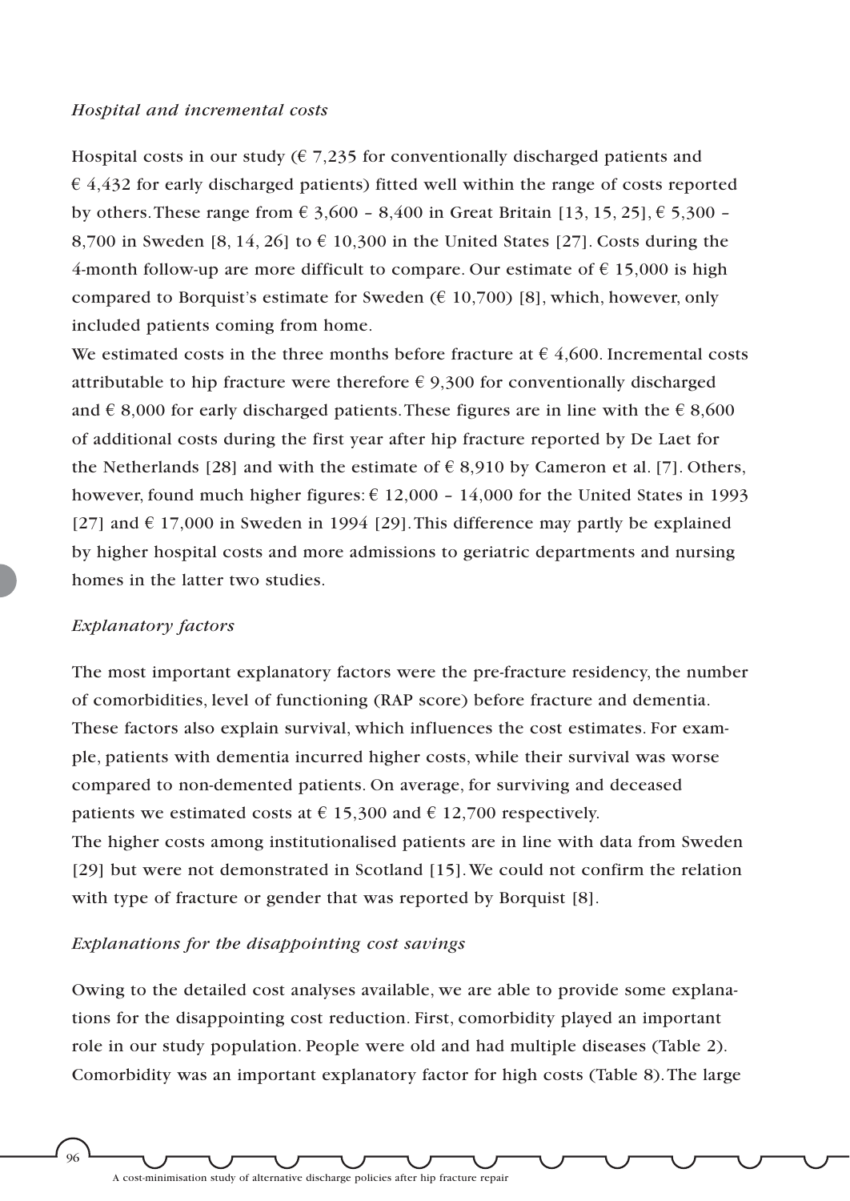*Hospital and incremental costs*

Hospital costs in our study (€ 7,235 for conventionally discharged patients and € 4,432 for early discharged patients) fitted well within the range of costs reported by others. These range from € 3,600 – 8,400 in Great Britain [13, 15, 25], € 5,300 – 8,700 in Sweden [8, 14, 26] to € 10,300 in the United States [27]. Costs during the 4-month follow-up are more difficult to compare. Our estimate of € 15,000 is high compared to Borquist's estimate for Sweden (€ 10,700) [8], which, however, only included patients coming from home.

We estimated costs in the three months before fracture at € 4,600. Incremental costs attributable to hip fracture were therefore € 9,300 for conventionally discharged and € 8,000 for early discharged patients. These figures are in line with the € 8,600 of additional costs during the first year after hip fracture reported by De Laet for the Netherlands [28] and with the estimate of € 8,910 by Cameron et al. [7]. Others, however, found much higher figures: € 12,000 – 14,000 for the United States in 1993 [27] and € 17,000 in Sweden in 1994 [29]. This difference may partly be explained by higher hospital costs and more admissions to geriatric departments and nursing homes in the latter two studies.

*Explanatory factors*

The most important explanatory factors were the pre-fracture residency, the number of comorbidities, level of functioning (RAP score) before fracture and dementia. These factors also explain survival, which influences the cost estimates. For example, patients with dementia incurred higher costs, while their survival was worse compared to non-demented patients. On average, for surviving and deceased patients we estimated costs at € 15,300 and € 12,700 respectively.

The higher costs among institutionalised patients are in line with data from Sweden [29] but were not demonstrated in Scotland [15]. We could not confirm the relation with type of fracture or gender that was reported by Borquist [8].

*Explanations for the disappointing cost savings*

Owing to the detailed cost analyses available, we are able to provide some explanations for the disappointing cost reduction. First, comorbidity played an important role in our study population. People were old and had multiple diseases (Table 2). Comorbidity was an important explanatory factor for high costs (Table 8). The large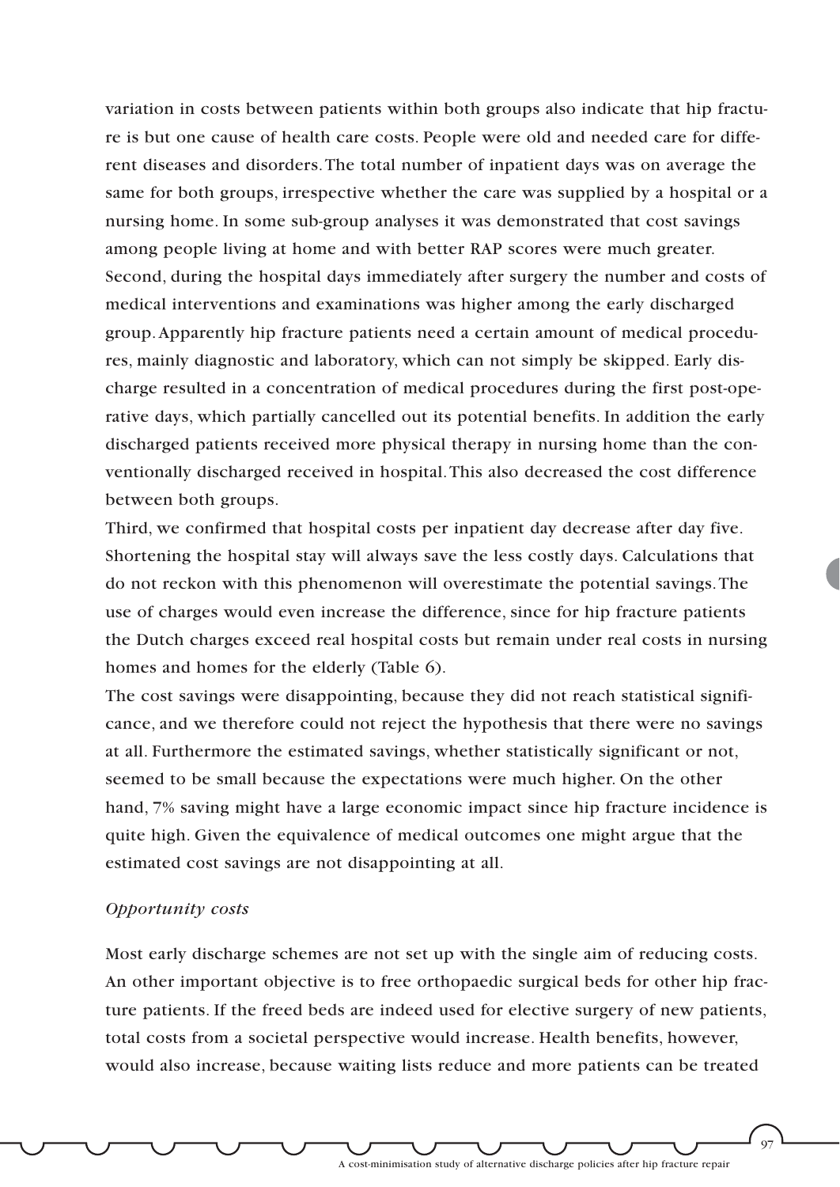variation in costs between patients within both groups also indicate that hip fracture is but one cause of health care costs. People were old and needed care for different diseases and disorders. The total number of inpatient days was on average the same for both groups, irrespective whether the care was supplied by a hospital or a nursing home. In some sub-group analyses it was demonstrated that cost savings among people living at home and with better RAP scores were much greater.
Second, during the hospital days immediately after surgery the number and costs of medical interventions and examinations was higher among the early discharged group. Apparently hip fracture patients need a certain amount of medical procedures, mainly diagnostic and laboratory, which can not simply be skipped. Early discharge resulted in a concentration of medical procedures during the first post-operative days, which partially cancelled out its potential benefits. In addition the early discharged patients received more physical therapy in nursing home than the conventionally discharged received in hospital. This also decreased the cost difference between both groups.
Third, we confirmed that hospital costs per inpatient day decrease after day five. Shortening the hospital stay will always save the less costly days. Calculations that do not reckon with this phenomenon will overestimate the potential savings. The use of charges would even increase the difference, since for hip fracture patients the Dutch charges exceed real hospital costs but remain under real costs in nursing homes and homes for the elderly (Table 6).
The cost savings were disappointing, because they did not reach statistical significance, and we therefore could not reject the hypothesis that there were no savings at all. Furthermore the estimated savings, whether statistically significant or not, seemed to be small because the expectations were much higher. On the other hand, 7% saving might have a large economic impact since hip fracture incidence is quite high. Given the equivalence of medical outcomes one might argue that the estimated cost savings are not disappointing at all.

*Opportunity costs*

Most early discharge schemes are not set up with the single aim of reducing costs. An other important objective is to free orthopaedic surgical beds for other hip fracture patients. If the freed beds are indeed used for elective surgery of new patients, total costs from a societal perspective would increase. Health benefits, however, would also increase, because waiting lists reduce and more patients can be treated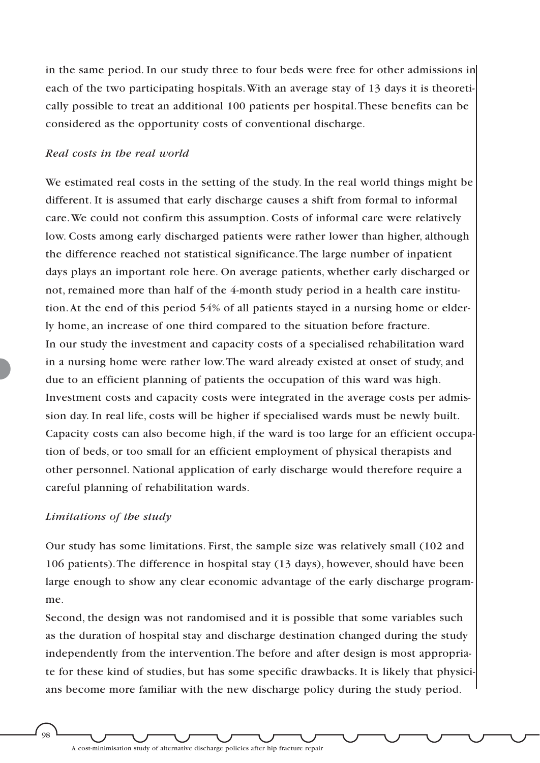in the same period. In our study three to four beds were free for other admissions in each of the two participating hospitals. With an average stay of 13 days it is theoretically possible to treat an additional 100 patients per hospital. These benefits can be considered as the opportunity costs of conventional discharge.

### *Real costs in the real world*

We estimated real costs in the setting of the study. In the real world things might be different. It is assumed that early discharge causes a shift from formal to informal care. We could not confirm this assumption. Costs of informal care were relatively low. Costs among early discharged patients were rather lower than higher, although the difference reached not statistical significance. The large number of inpatient days plays an important role here. On average patients, whether early discharged or not, remained more than half of the 4-month study period in a health care institution. At the end of this period 54% of all patients stayed in a nursing home or elderly home, an increase of one third compared to the situation before fracture.
In our study the investment and capacity costs of a specialised rehabilitation ward in a nursing home were rather low. The ward already existed at onset of study, and due to an efficient planning of patients the occupation of this ward was high. Investment costs and capacity costs were integrated in the average costs per admission day. In real life, costs will be higher if specialised wards must be newly built. Capacity costs can also become high, if the ward is too large for an efficient occupation of beds, or too small for an efficient employment of physical therapists and other personnel. National application of early discharge would therefore require a careful planning of rehabilitation wards.

### *Limitations of the study*

Our study has some limitations. First, the sample size was relatively small (102 and 106 patients). The difference in hospital stay (13 days), however, should have been large enough to show any clear economic advantage of the early discharge programme.
Second, the design was not randomised and it is possible that some variables such as the duration of hospital stay and discharge destination changed during the study independently from the intervention. The before and after design is most appropriate for these kind of studies, but has some specific drawbacks. It is likely that physicians become more familiar with the new discharge policy during the study period.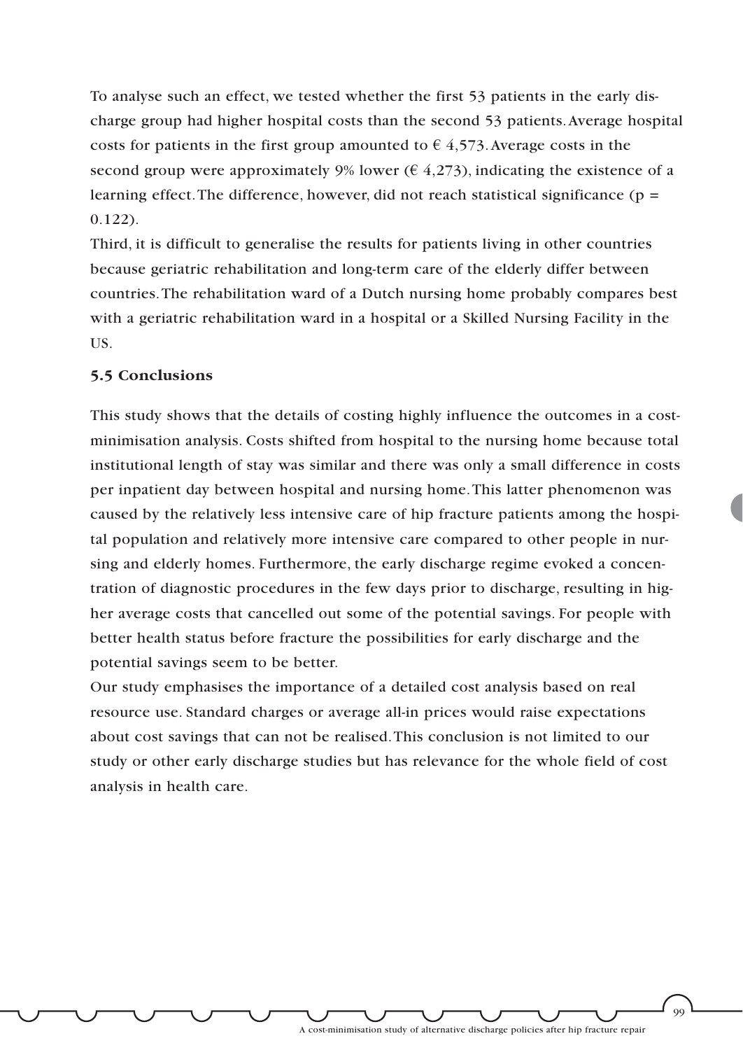To analyse such an effect, we tested whether the first 53 patients in the early discharge group had higher hospital costs than the second 53 patients. Average hospital costs for patients in the first group amounted to € 4,573. Average costs in the second group were approximately 9% lower (€ 4,273), indicating the existence of a learning effect. The difference, however, did not reach statistical significance ($p = 0.122$).

Third, it is difficult to generalise the results for patients living in other countries because geriatric rehabilitation and long-term care of the elderly differ between countries. The rehabilitation ward of a Dutch nursing home probably compares best with a geriatric rehabilitation ward in a hospital or a Skilled Nursing Facility in the US.

### 5.5 Conclusions

This study shows that the details of costing highly influence the outcomes in a cost-minimisation analysis. Costs shifted from hospital to the nursing home because total institutional length of stay was similar and there was only a small difference in costs per inpatient day between hospital and nursing home. This latter phenomenon was caused by the relatively less intensive care of hip fracture patients among the hospital population and relatively more intensive care compared to other people in nursing and elderly homes. Furthermore, the early discharge regime evoked a concentration of diagnostic procedures in the few days prior to discharge, resulting in higher average costs that cancelled out some of the potential savings. For people with better health status before fracture the possibilities for early discharge and the potential savings seem to be better.

Our study emphasises the importance of a detailed cost analysis based on real resource use. Standard charges or average all-in prices would raise expectations about cost savings that can not be realised. This conclusion is not limited to our study or other early discharge studies but has relevance for the whole field of cost analysis in health care.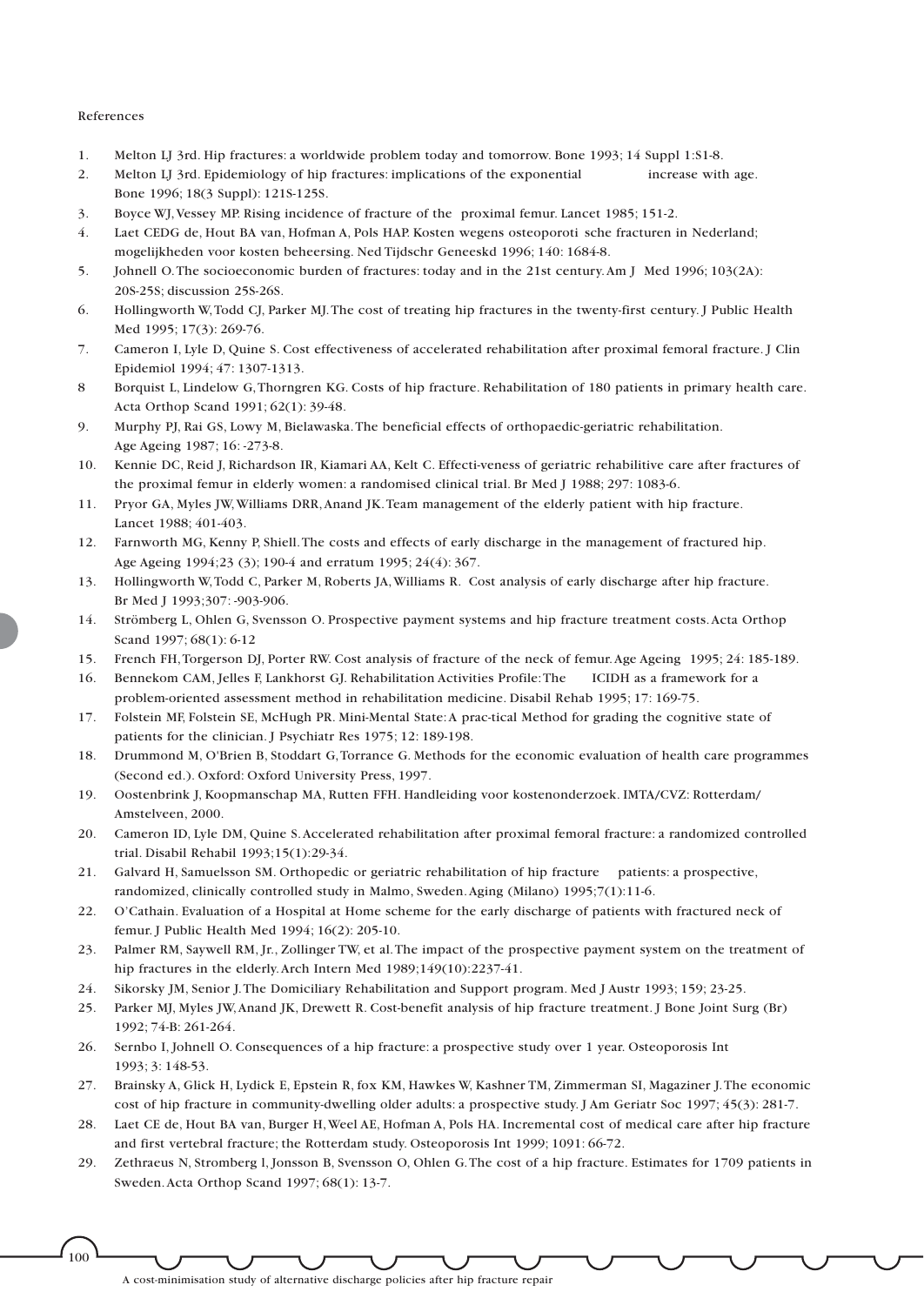References

1. Melton LJ 3rd. Hip fractures: a worldwide problem today and tomorrow. Bone 1993; 14 Suppl 1:S1-8.
2. Melton LJ 3rd. Epidemiology of hip fractures: implications of the exponential increase with age. Bone 1996; 18(3 Suppl): 121S-125S.
3. Boyce WJ, Vessey MP. Rising incidence of fracture of the proximal femur. Lancet 1985; 151-2.
4. Laet CEDG de, Hout BA van, Hofman A, Pols HAP. Kosten wegens osteoporoti sche fracturen in Nederland; mogelijkheden voor kosten beheersing. Ned Tijdschr Geneeskd 1996; 140: 1684-8.
5. Johnell O. The socioeconomic burden of fractures: today and in the 21st century. Am J Med 1996; 103(2A): 20S-25S; discussion 25S-26S.
6. Hollingworth W, Todd CJ, Parker MJ. The cost of treating hip fractures in the twenty-first century. J Public Health Med 1995; 17(3): 269-76.
7. Cameron I, Lyle D, Quine S. Cost effectiveness of accelerated rehabilitation after proximal femoral fracture. J Clin Epidemiol 1994; 47: 1307-1313.
8 Borquist L, Lindelow G, Thorngren KG. Costs of hip fracture. Rehabilitation of 180 patients in primary health care. Acta Orthop Scand 1991; 62(1): 39-48.
9. Murphy PJ, Rai GS, Lowy M, Bielawaska. The beneficial effects of orthopaedic-geriatric rehabilitation. Age Ageing 1987; 16: -273-8.
10. Kennie DC, Reid J, Richardson IR, Kiamari AA, Kelt C. Effecti-veness of geriatric rehabilitive care after fractures of the proximal femur in elderly women: a randomised clinical trial. Br Med J 1988; 297: 1083-6.
11. Pryor GA, Myles JW, Williams DRR, Anand JK. Team management of the elderly patient with hip fracture. Lancet 1988; 401-403.
12. Farnworth MG, Kenny P, Shiell. The costs and effects of early discharge in the management of fractured hip. Age Ageing 1994;23 (3); 190-4 and erratum 1995; 24(4): 367.
13. Hollingworth W, Todd C, Parker M, Roberts JA, Williams R. Cost analysis of early discharge after hip fracture. Br Med J 1993;307: -903-906.
14. Strömberg L, Ohlen G, Svensson O. Prospective payment systems and hip fracture treatment costs. Acta Orthop Scand 1997; 68(1): 6-12
15. French FH, Torgerson DJ, Porter RW. Cost analysis of fracture of the neck of femur. Age Ageing 1995; 24: 185-189.
16. Bennekom CAM, Jelles F, Lankhorst GJ. Rehabilitation Activities Profile: The ICIDH as a framework for a problem-oriented assessment method in rehabilitation medicine. Disabil Rehab 1995; 17: 169-75.
17. Folstein MF, Folstein SE, McHugh PR. Mini-Mental State: A prac-tical Method for grading the cognitive state of patients for the clinician. J Psychiatr Res 1975; 12: 189-198.
18. Drummond M, O'Brien B, Stoddart G, Torrance G. Methods for the economic evaluation of health care programmes (Second ed.). Oxford: Oxford University Press, 1997.
19. Oostenbrink J, Koopmanschap MA, Rutten FFH. Handleiding voor kostenonderzoek. IMTA/CVZ: Rotterdam/ Amstelveen, 2000.
20. Cameron ID, Lyle DM, Quine S. Accelerated rehabilitation after proximal femoral fracture: a randomized controlled trial. Disabil Rehabil 1993;15(1):29-34.
21. Galvard H, Samuelsson SM. Orthopedic or geriatric rehabilitation of hip fracture patients: a prospective, randomized, clinically controlled study in Malmo, Sweden. Aging (Milano) 1995;7(1):11-6.
22. O'Cathain. Evaluation of a Hospital at Home scheme for the early discharge of patients with fractured neck of femur. J Public Health Med 1994; 16(2): 205-10.
23. Palmer RM, Saywell RM, Jr., Zollinger TW, et al. The impact of the prospective payment system on the treatment of hip fractures in the elderly. Arch Intern Med 1989;149(10):2237-41.
24. Sikorsky JM, Senior J. The Domiciliary Rehabilitation and Support program. Med J Austr 1993; 159; 23-25.
25. Parker MJ, Myles JW, Anand JK, Drewett R. Cost-benefit analysis of hip fracture treatment. J Bone Joint Surg (Br) 1992; 74-B: 261-264.
26. Sernbo I, Johnell O. Consequences of a hip fracture: a prospective study over 1 year. Osteoporosis Int 1993; 3: 148-53.
27. Brainsky A, Glick H, Lydick E, Epstein R, fox KM, Hawkes W, Kashner TM, Zimmerman SI, Magaziner J. The economic cost of hip fracture in community-dwelling older adults: a prospective study. J Am Geriatr Soc 1997; 45(3): 281-7.
28. Laet CE de, Hout BA van, Burger H, Weel AE, Hofman A, Pols HA. Incremental cost of medical care after hip fracture and first vertebral fracture; the Rotterdam study. Osteoporosis Int 1999; 1091: 66-72.
29. Zethraeus N, Stromberg I, Jonsson B, Svensson O, Ohlen G. The cost of a hip fracture. Estimates for 1709 patients in Sweden. Acta Orthop Scand 1997; 68(1): 13-7.